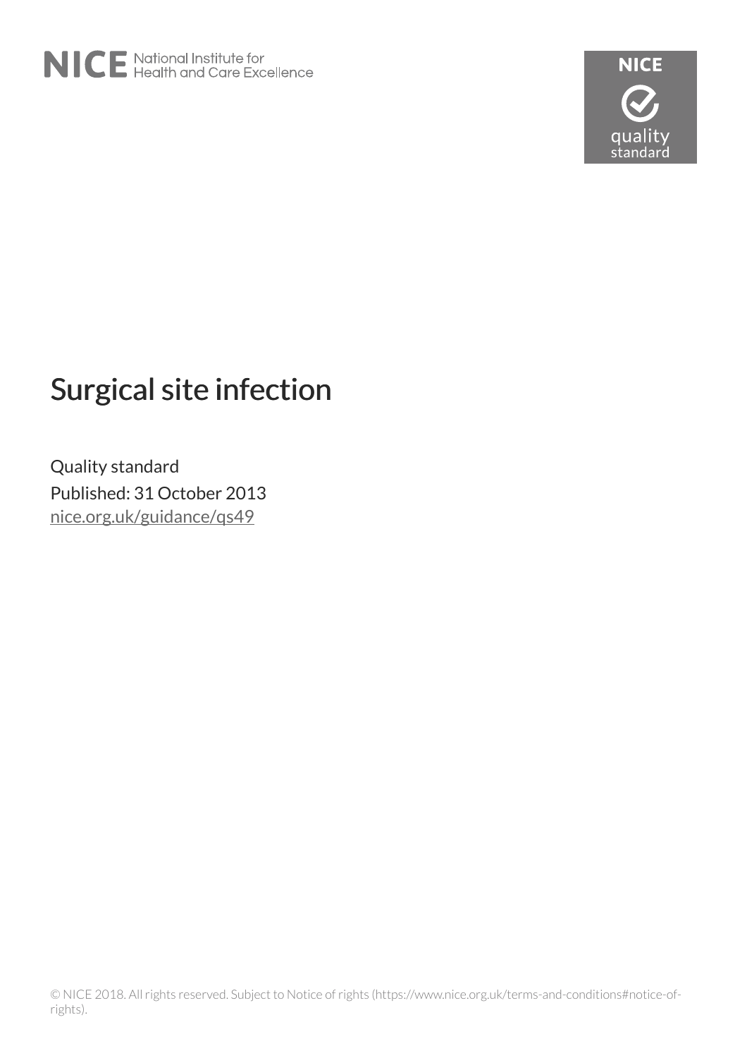NICE National Institute for Health and Care Excellence

# Surgical site infection

Quality standard

Published: 31 October 2013

nice.org.uk/guidance/qs49

© NICE 2018. All rights reserved. Subject to Notice of rights (https://www.nice.org.uk/terms-and-conditions#notice-of-rights).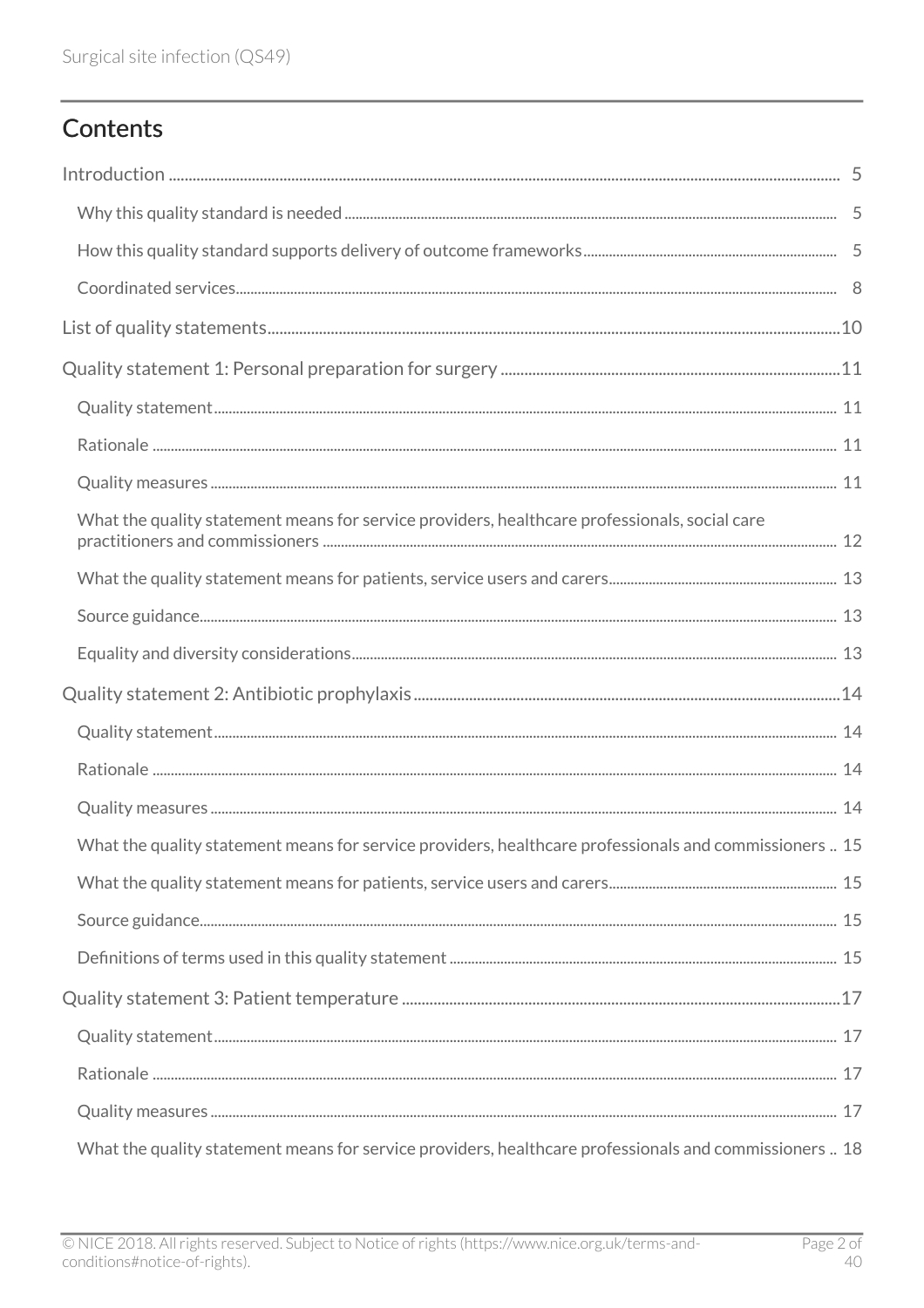# Contents

Introduction ..... 5

- Why this quality standard is needed ..... 5
- How this quality standard supports delivery of outcome frameworks ..... 5
- Coordinated services ..... 8

List of quality statements ..... 10

Quality statement 1: Personal preparation for surgery ..... 11

- Quality statement ..... 11
- Rationale ..... 11
- Quality measures ..... 11
- What the quality statement means for service providers, healthcare professionals, social care practitioners and commissioners ..... 12
- What the quality statement means for patients, service users and carers ..... 13
- Source guidance ..... 13
- Equality and diversity considerations ..... 13

Quality statement 2: Antibiotic prophylaxis ..... 14

- Quality statement ..... 14
- Rationale ..... 14
- Quality measures ..... 14
- What the quality statement means for service providers, healthcare professionals and commissioners ..... 15
- What the quality statement means for patients, service users and carers ..... 15
- Source guidance ..... 15
- Definitions of terms used in this quality statement ..... 15

Quality statement 3: Patient temperature ..... 17

- Quality statement ..... 17
- Rationale ..... 17
- Quality measures ..... 17
- What the quality statement means for service providers, healthcare professionals and commissioners ..... 18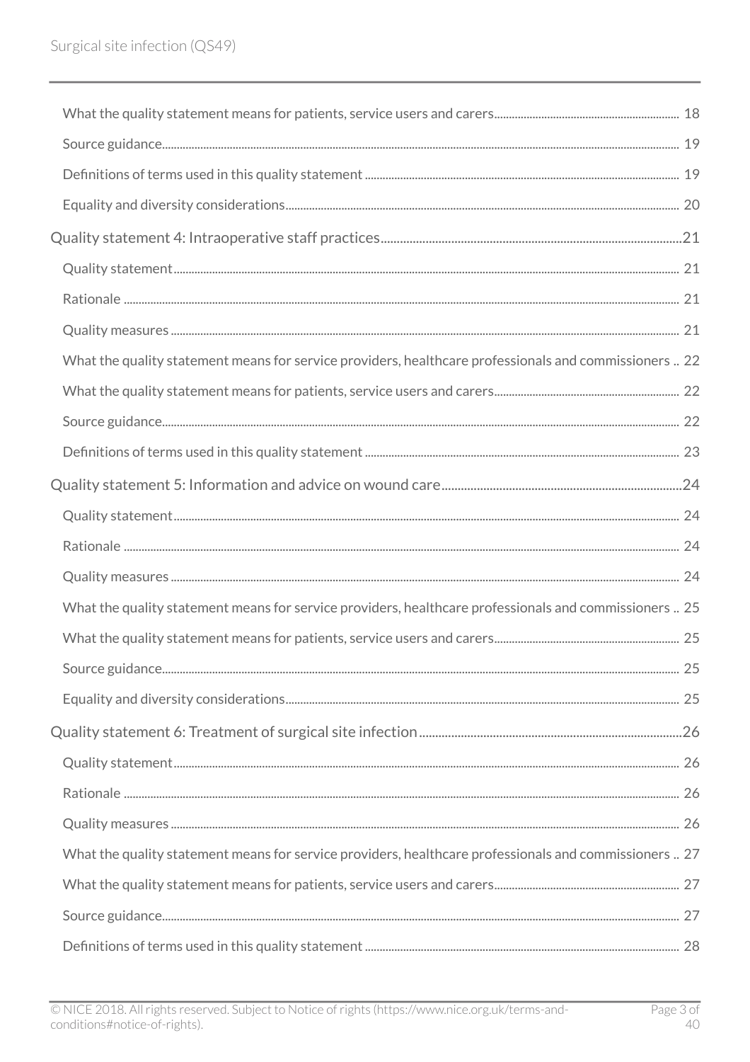- What the quality statement means for patients, service users and carers ... 18
- Source guidance ... 19
- Definitions of terms used in this quality statement ... 19
- Equality and diversity considerations ... 20

Quality statement 4: Intraoperative staff practices ... 21

- Quality statement ... 21
- Rationale ... 21
- Quality measures ... 21
- What the quality statement means for service providers, healthcare professionals and commissioners ... 22
- What the quality statement means for patients, service users and carers ... 22
- Source guidance ... 22
- Definitions of terms used in this quality statement ... 23

Quality statement 5: Information and advice on wound care ... 24

- Quality statement ... 24
- Rationale ... 24
- Quality measures ... 24
- What the quality statement means for service providers, healthcare professionals and commissioners ... 25
- What the quality statement means for patients, service users and carers ... 25
- Source guidance ... 25
- Equality and diversity considerations ... 25

Quality statement 6: Treatment of surgical site infection ... 26

- Quality statement ... 26
- Rationale ... 26
- Quality measures ... 26
- What the quality statement means for service providers, healthcare professionals and commissioners ... 27
- What the quality statement means for patients, service users and carers ... 27
- Source guidance ... 27
- Definitions of terms used in this quality statement ... 28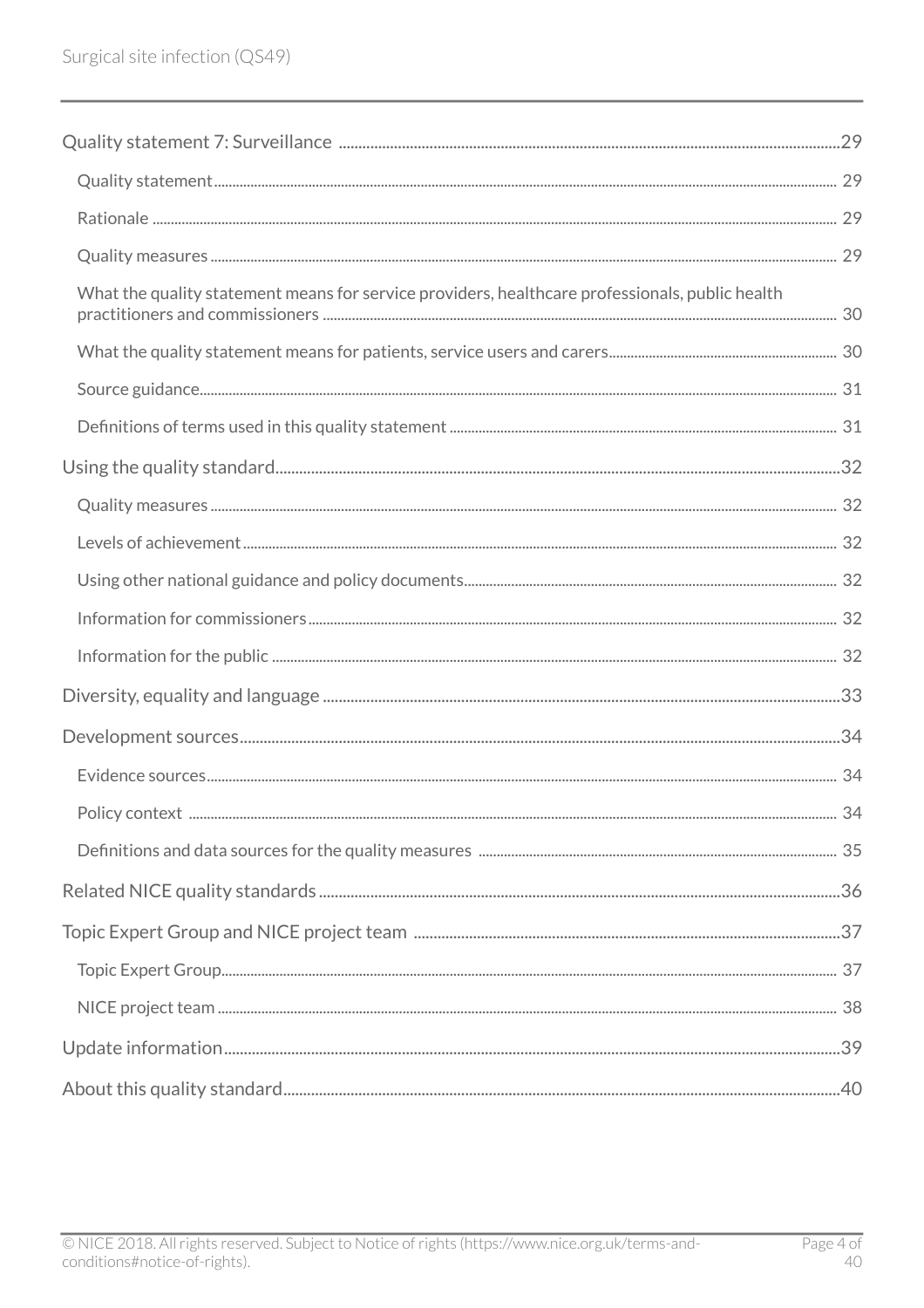- Quality statement 7: Surveillance ... 29
  - Quality statement ... 29
  - Rationale ... 29
  - Quality measures ... 29
  - What the quality statement means for service providers, healthcare professionals, public health practitioners and commissioners ... 30
  - What the quality statement means for patients, service users and carers ... 30
  - Source guidance ... 31
  - Definitions of terms used in this quality statement ... 31
- Using the quality standard ... 32
  - Quality measures ... 32
  - Levels of achievement ... 32
  - Using other national guidance and policy documents ... 32
  - Information for commissioners ... 32
  - Information for the public ... 32
- Diversity, equality and language ... 33
- Development sources ... 34
  - Evidence sources ... 34
  - Policy context ... 34
  - Definitions and data sources for the quality measures ... 35
- Related NICE quality standards ... 36
- Topic Expert Group and NICE project team ... 37
  - Topic Expert Group ... 37
  - NICE project team ... 38
- Update information ... 39
- About this quality standard ... 40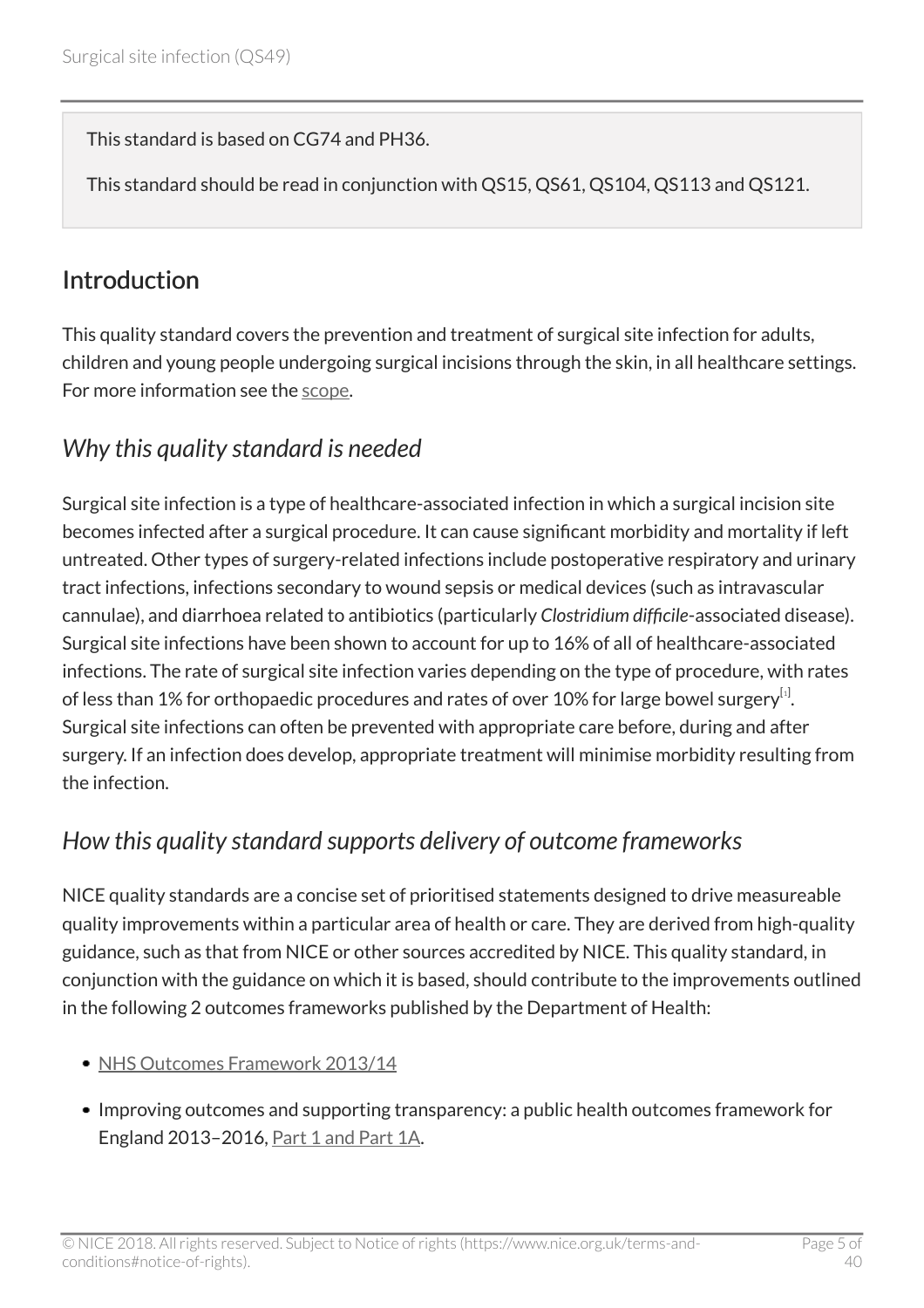This standard is based on CG74 and PH36.

This standard should be read in conjunction with QS15, QS61, QS104, QS113 and QS121.

## Introduction

This quality standard covers the prevention and treatment of surgical site infection for adults, children and young people undergoing surgical incisions through the skin, in all healthcare settings. For more information see the scope.

### *Why this quality standard is needed*

Surgical site infection is a type of healthcare-associated infection in which a surgical incision site becomes infected after a surgical procedure. It can cause significant morbidity and mortality if left untreated. Other types of surgery-related infections include postoperative respiratory and urinary tract infections, infections secondary to wound sepsis or medical devices (such as intravascular cannulae), and diarrhoea related to antibiotics (particularly *Clostridium difficile*-associated disease). Surgical site infections have been shown to account for up to 16% of all of healthcare-associated infections. The rate of surgical site infection varies depending on the type of procedure, with rates of less than 1% for orthopaedic procedures and rates of over 10% for large bowel surgery[1]. Surgical site infections can often be prevented with appropriate care before, during and after surgery. If an infection does develop, appropriate treatment will minimise morbidity resulting from the infection.

### *How this quality standard supports delivery of outcome frameworks*

NICE quality standards are a concise set of prioritised statements designed to drive measureable quality improvements within a particular area of health or care. They are derived from high-quality guidance, such as that from NICE or other sources accredited by NICE. This quality standard, in conjunction with the guidance on which it is based, should contribute to the improvements outlined in the following 2 outcomes frameworks published by the Department of Health:

- NHS Outcomes Framework 2013/14
- Improving outcomes and supporting transparency: a public health outcomes framework for England 2013–2016, Part 1 and Part 1A.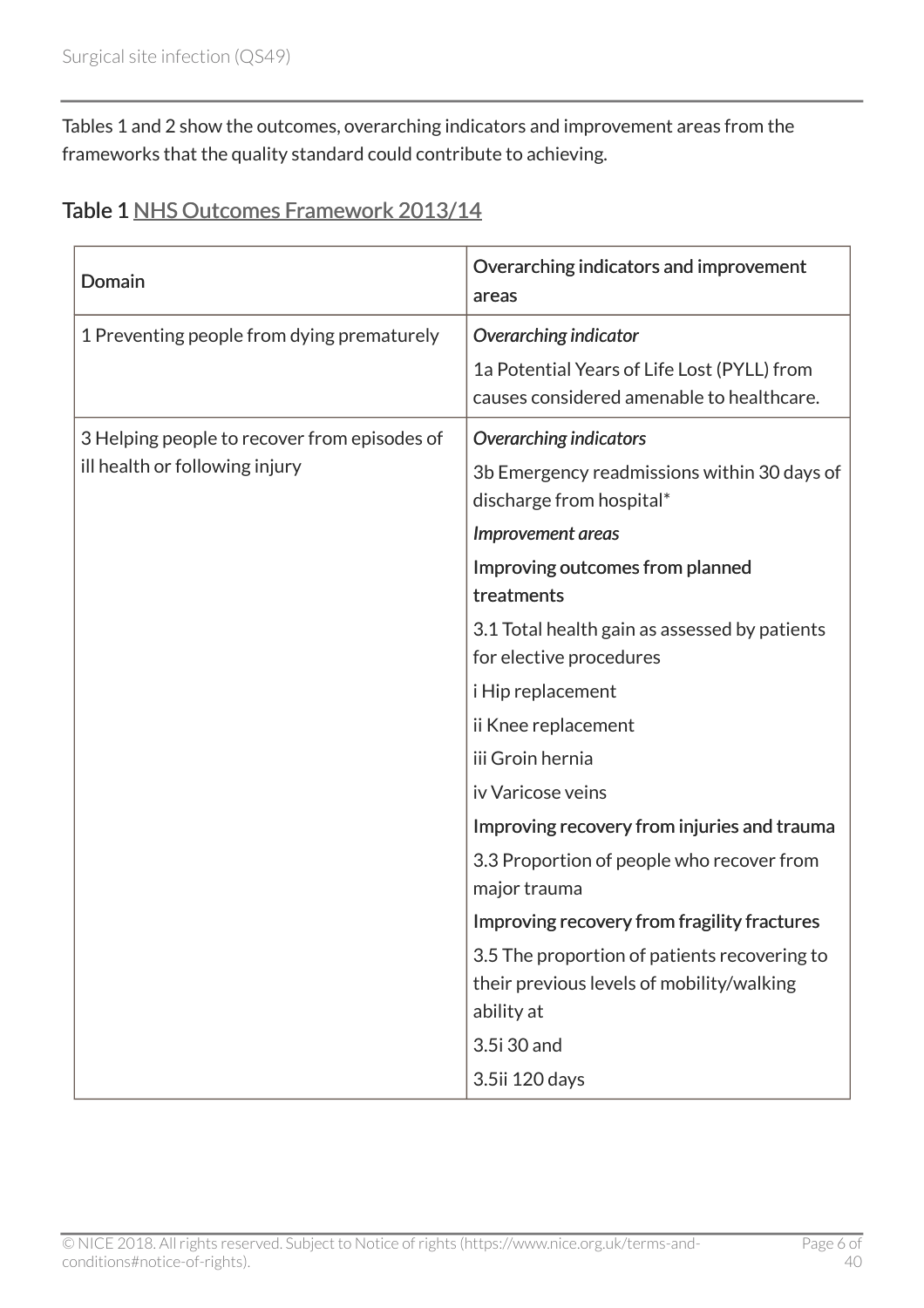Tables 1 and 2 show the outcomes, overarching indicators and improvement areas from the frameworks that the quality standard could contribute to achieving.

### Table 1 NHS Outcomes Framework 2013/14

| Domain | Overarching indicators and improvement areas |
| --- | --- |
| 1 Preventing people from dying prematurely | *Overarching indicator*<br>1a Potential Years of Life Lost (PYLL) from causes considered amenable to healthcare. |
| 3 Helping people to recover from episodes of ill health or following injury | *Overarching indicators*<br>3b Emergency readmissions within 30 days of discharge from hospital*<br>*Improvement areas*<br>Improving outcomes from planned treatments<br>3.1 Total health gain as assessed by patients for elective procedures<br>i Hip replacement<br>ii Knee replacement<br>iii Groin hernia<br>iv Varicose veins<br>Improving recovery from injuries and trauma<br>3.3 Proportion of people who recover from major trauma<br>Improving recovery from fragility fractures<br>3.5 The proportion of patients recovering to their previous levels of mobility/walking ability at<br>3.5i 30 and<br>3.5ii 120 days |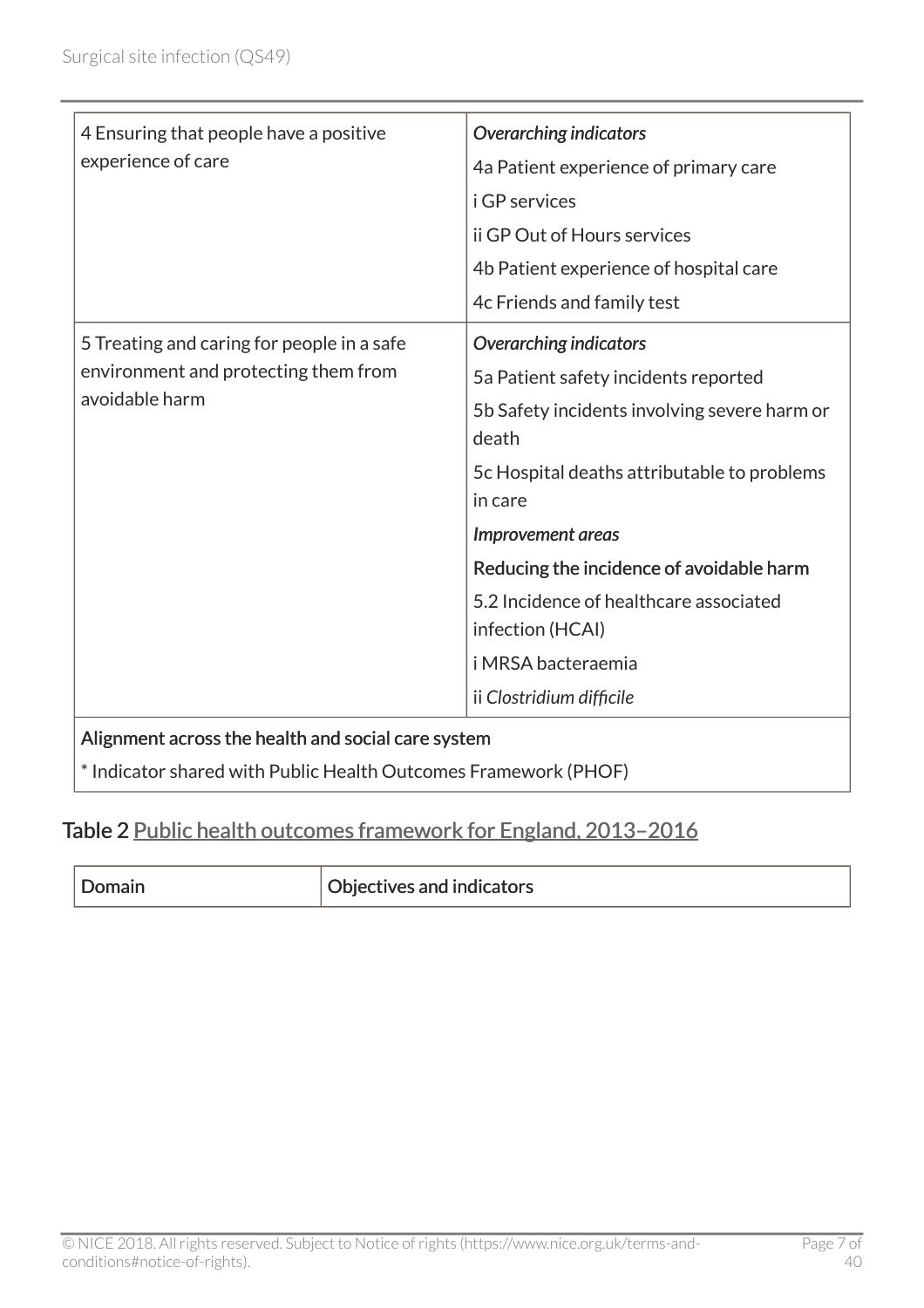| | |
|---|---|
| 4 Ensuring that people have a positive experience of care | *Overarching indicators*<br>4a Patient experience of primary care<br>i GP services<br>ii GP Out of Hours services<br>4b Patient experience of hospital care<br>4c Friends and family test |
| 5 Treating and caring for people in a safe environment and protecting them from avoidable harm | *Overarching indicators*<br>5a Patient safety incidents reported<br>5b Safety incidents involving severe harm or death<br>5c Hospital deaths attributable to problems in care<br>*Improvement areas*<br>Reducing the incidence of avoidable harm<br>5.2 Incidence of healthcare associated infection (HCAI)<br>i MRSA bacteraemia<br>ii *Clostridium difficile* |
| Alignment across the health and social care system<br>* Indicator shared with Public Health Outcomes Framework (PHOF) | |

Table 2 Public health outcomes framework for England, 2013–2016

| Domain | Objectives and indicators |
|---|---|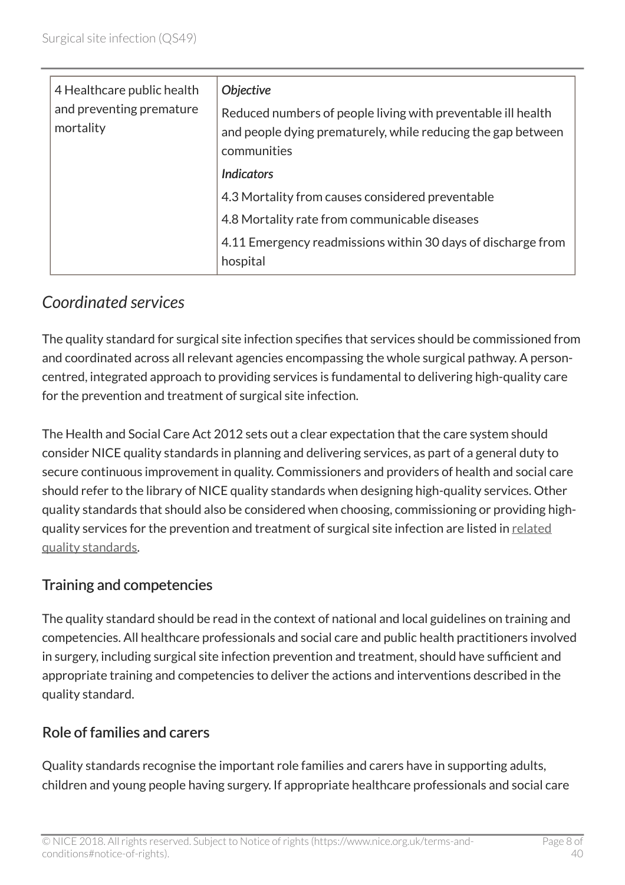| 4 Healthcare public health and preventing premature mortality | ***Objective***<br>Reduced numbers of people living with preventable ill health and people dying prematurely, while reducing the gap between communities<br>***Indicators***<br>4.3 Mortality from causes considered preventable<br>4.8 Mortality rate from communicable diseases<br>4.11 Emergency readmissions within 30 days of discharge from hospital |
|---|---|

## *Coordinated services*

The quality standard for surgical site infection specifies that services should be commissioned from and coordinated across all relevant agencies encompassing the whole surgical pathway. A person-centred, integrated approach to providing services is fundamental to delivering high-quality care for the prevention and treatment of surgical site infection.

The Health and Social Care Act 2012 sets out a clear expectation that the care system should consider NICE quality standards in planning and delivering services, as part of a general duty to secure continuous improvement in quality. Commissioners and providers of health and social care should refer to the library of NICE quality standards when designing high-quality services. Other quality standards that should also be considered when choosing, commissioning or providing high-quality services for the prevention and treatment of surgical site infection are listed in related quality standards.

### Training and competencies

The quality standard should be read in the context of national and local guidelines on training and competencies. All healthcare professionals and social care and public health practitioners involved in surgery, including surgical site infection prevention and treatment, should have sufficient and appropriate training and competencies to deliver the actions and interventions described in the quality standard.

### Role of families and carers

Quality standards recognise the important role families and carers have in supporting adults, children and young people having surgery. If appropriate healthcare professionals and social care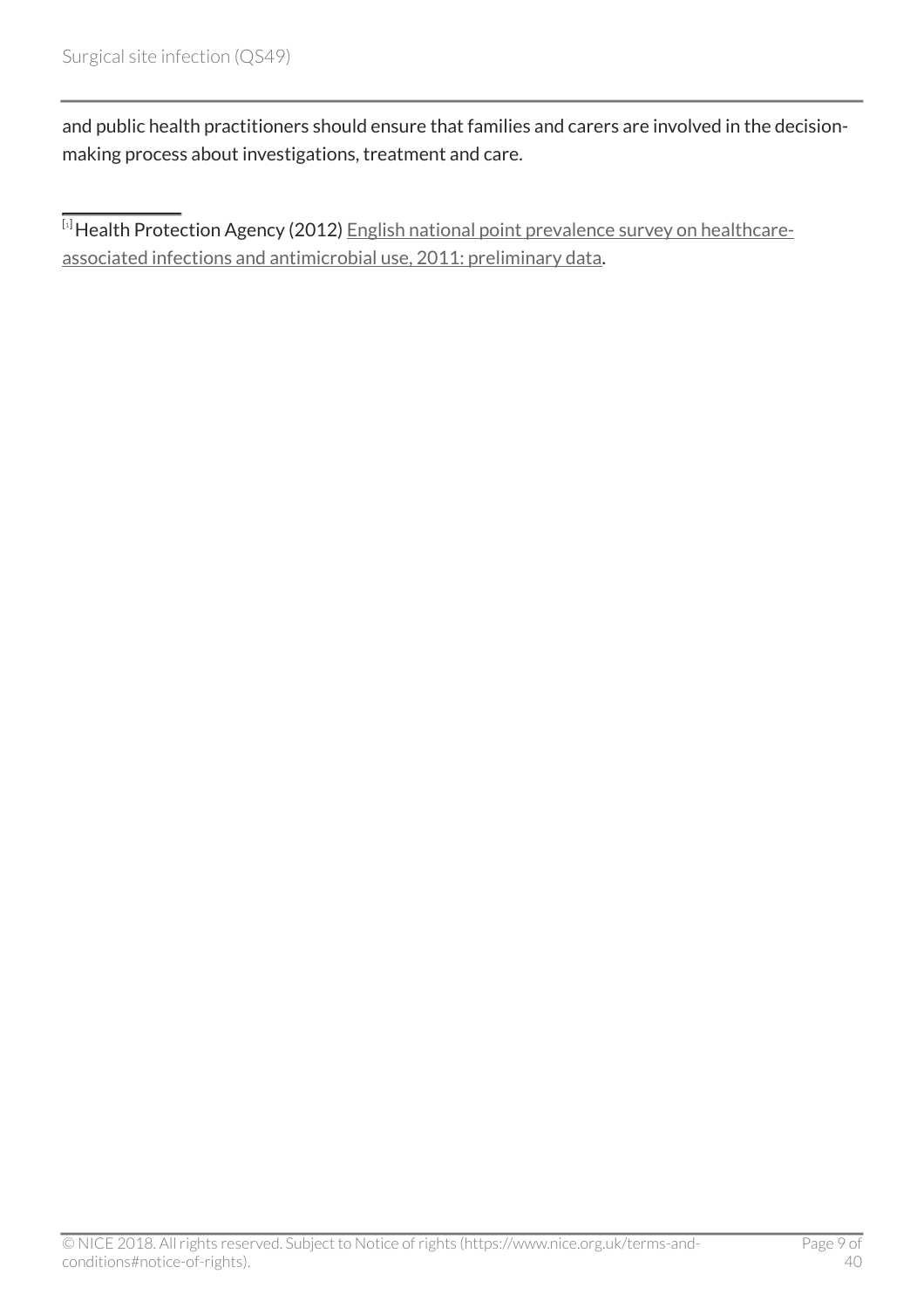and public health practitioners should ensure that families and carers are involved in the decision-making process about investigations, treatment and care.

---

[1] Health Protection Agency (2012) English national point prevalence survey on healthcare-associated infections and antimicrobial use, 2011: preliminary data.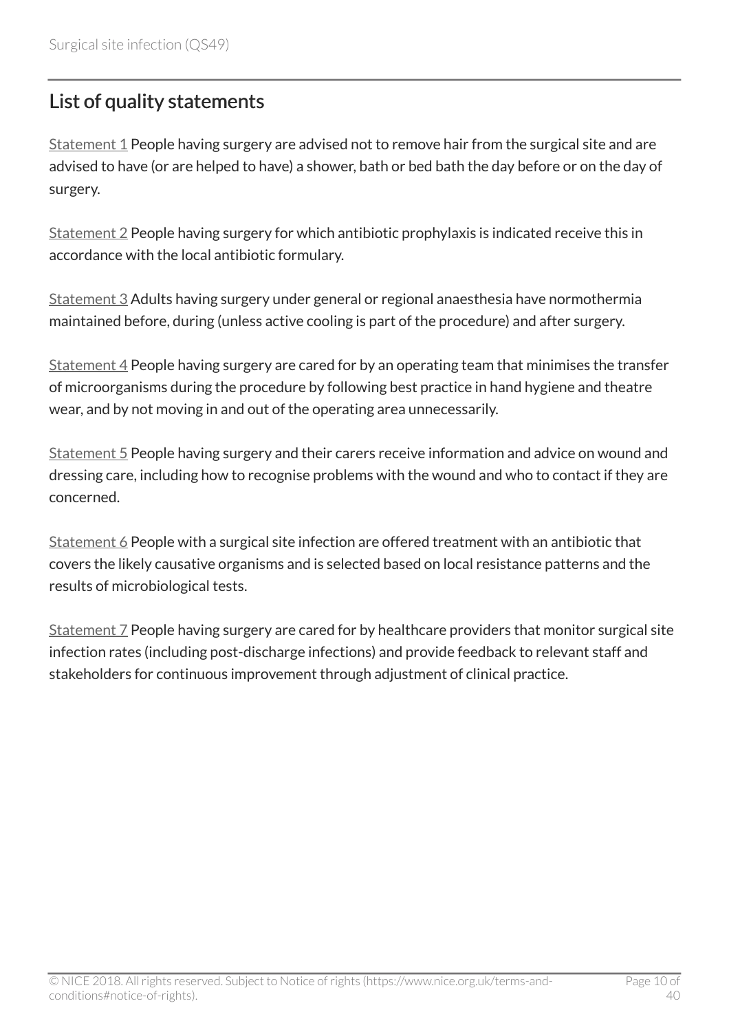## List of quality statements

Statement 1 People having surgery are advised not to remove hair from the surgical site and are advised to have (or are helped to have) a shower, bath or bed bath the day before or on the day of surgery.

Statement 2 People having surgery for which antibiotic prophylaxis is indicated receive this in accordance with the local antibiotic formulary.

Statement 3 Adults having surgery under general or regional anaesthesia have normothermia maintained before, during (unless active cooling is part of the procedure) and after surgery.

Statement 4 People having surgery are cared for by an operating team that minimises the transfer of microorganisms during the procedure by following best practice in hand hygiene and theatre wear, and by not moving in and out of the operating area unnecessarily.

Statement 5 People having surgery and their carers receive information and advice on wound and dressing care, including how to recognise problems with the wound and who to contact if they are concerned.

Statement 6 People with a surgical site infection are offered treatment with an antibiotic that covers the likely causative organisms and is selected based on local resistance patterns and the results of microbiological tests.

Statement 7 People having surgery are cared for by healthcare providers that monitor surgical site infection rates (including post-discharge infections) and provide feedback to relevant staff and stakeholders for continuous improvement through adjustment of clinical practice.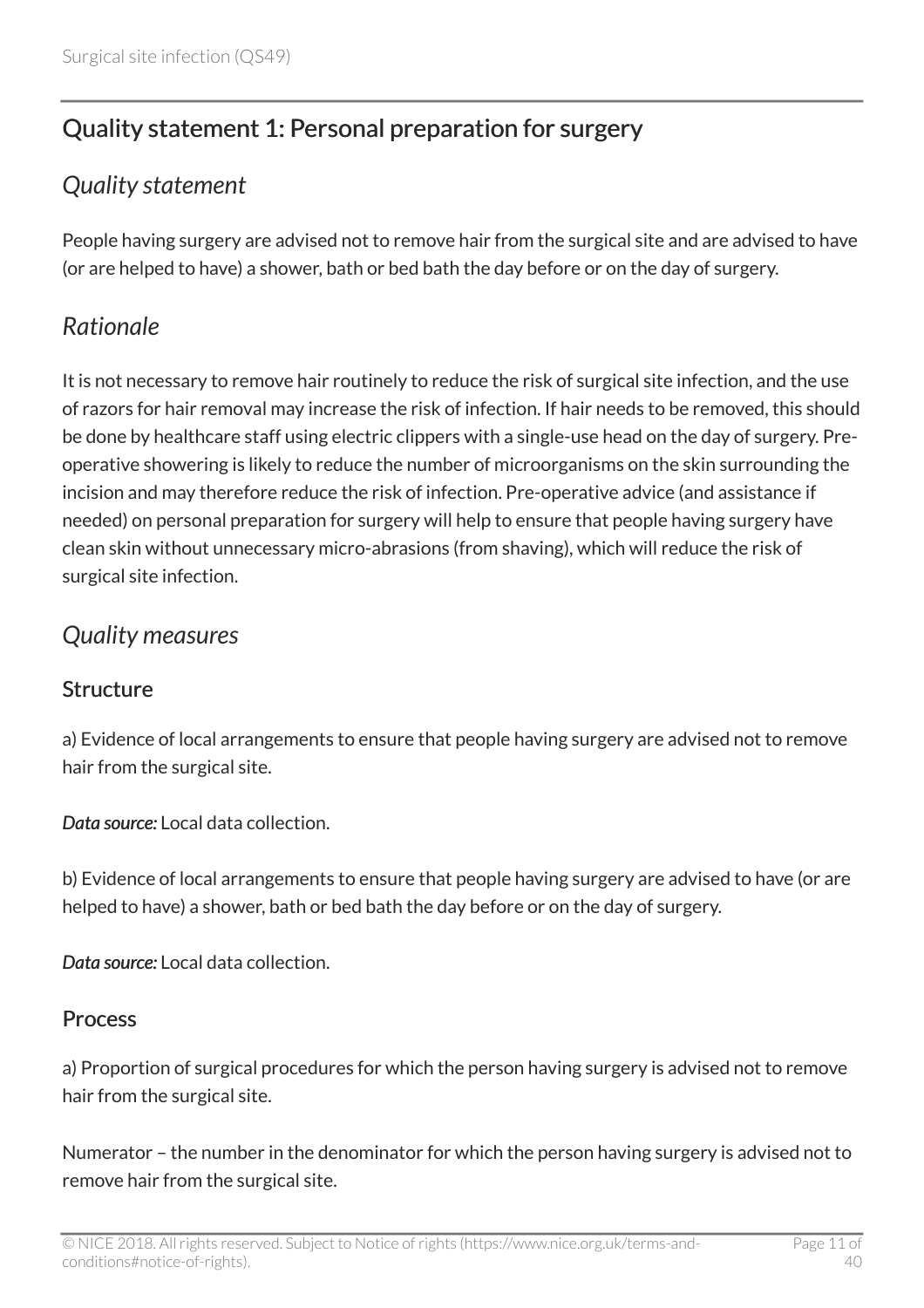## Quality statement 1: Personal preparation for surgery

### *Quality statement*

People having surgery are advised not to remove hair from the surgical site and are advised to have (or are helped to have) a shower, bath or bed bath the day before or on the day of surgery.

### *Rationale*

It is not necessary to remove hair routinely to reduce the risk of surgical site infection, and the use of razors for hair removal may increase the risk of infection. If hair needs to be removed, this should be done by healthcare staff using electric clippers with a single-use head on the day of surgery. Pre-operative showering is likely to reduce the number of microorganisms on the skin surrounding the incision and may therefore reduce the risk of infection. Pre-operative advice (and assistance if needed) on personal preparation for surgery will help to ensure that people having surgery have clean skin without unnecessary micro-abrasions (from shaving), which will reduce the risk of surgical site infection.

### *Quality measures*

#### Structure

a) Evidence of local arrangements to ensure that people having surgery are advised not to remove hair from the surgical site.

***Data source:*** Local data collection.

b) Evidence of local arrangements to ensure that people having surgery are advised to have (or are helped to have) a shower, bath or bed bath the day before or on the day of surgery.

***Data source:*** Local data collection.

#### Process

a) Proportion of surgical procedures for which the person having surgery is advised not to remove hair from the surgical site.

Numerator – the number in the denominator for which the person having surgery is advised not to remove hair from the surgical site.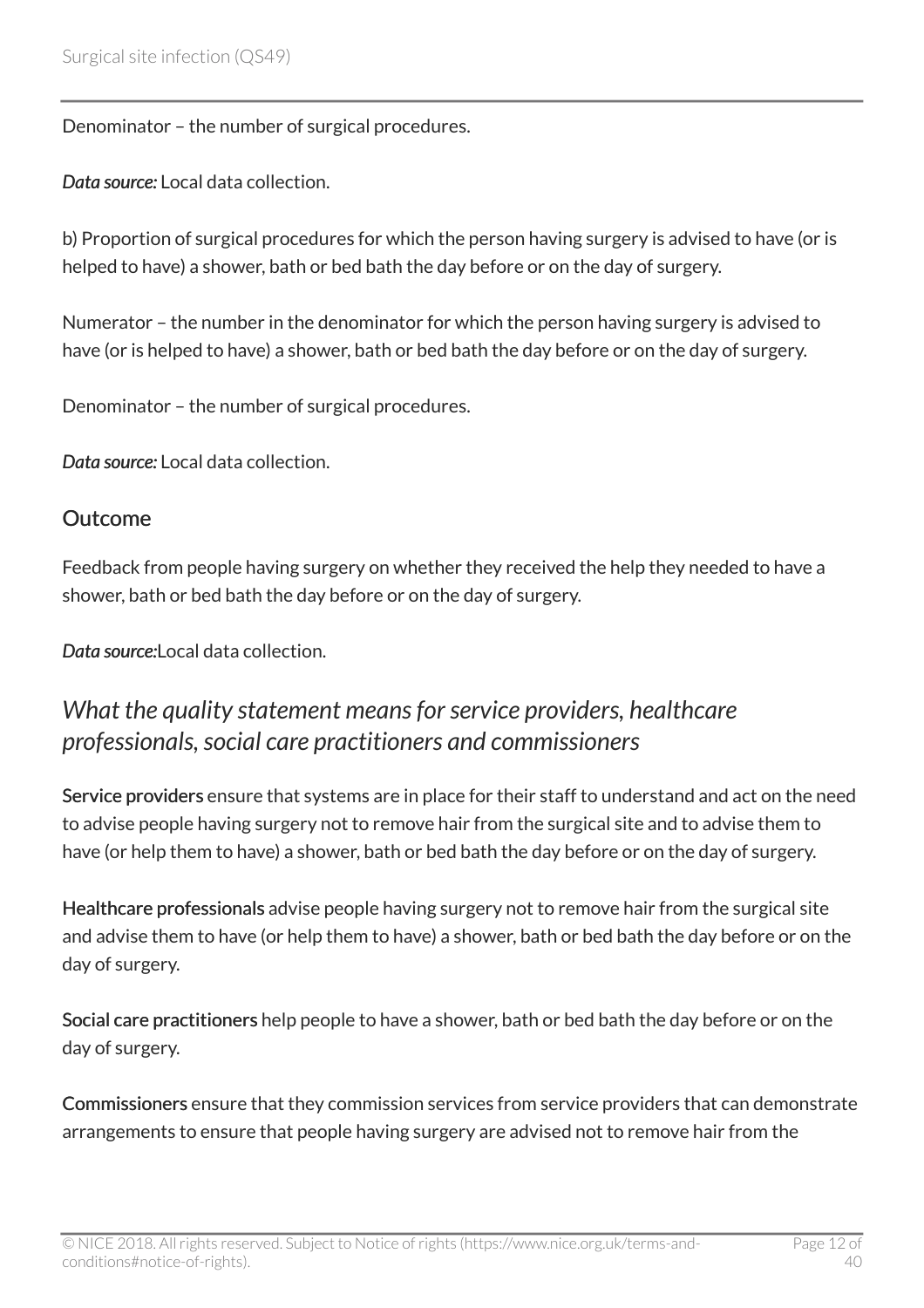Denominator – the number of surgical procedures.

*Data source:* Local data collection.

b) Proportion of surgical procedures for which the person having surgery is advised to have (or is helped to have) a shower, bath or bed bath the day before or on the day of surgery.

Numerator – the number in the denominator for which the person having surgery is advised to have (or is helped to have) a shower, bath or bed bath the day before or on the day of surgery.

Denominator – the number of surgical procedures.

*Data source:* Local data collection.

### Outcome

Feedback from people having surgery on whether they received the help they needed to have a shower, bath or bed bath the day before or on the day of surgery.

*Data source:*Local data collection.

## *What the quality statement means for service providers, healthcare professionals, social care practitioners and commissioners*

**Service providers** ensure that systems are in place for their staff to understand and act on the need to advise people having surgery not to remove hair from the surgical site and to advise them to have (or help them to have) a shower, bath or bed bath the day before or on the day of surgery.

**Healthcare professionals** advise people having surgery not to remove hair from the surgical site and advise them to have (or help them to have) a shower, bath or bed bath the day before or on the day of surgery.

**Social care practitioners** help people to have a shower, bath or bed bath the day before or on the day of surgery.

**Commissioners** ensure that they commission services from service providers that can demonstrate arrangements to ensure that people having surgery are advised not to remove hair from the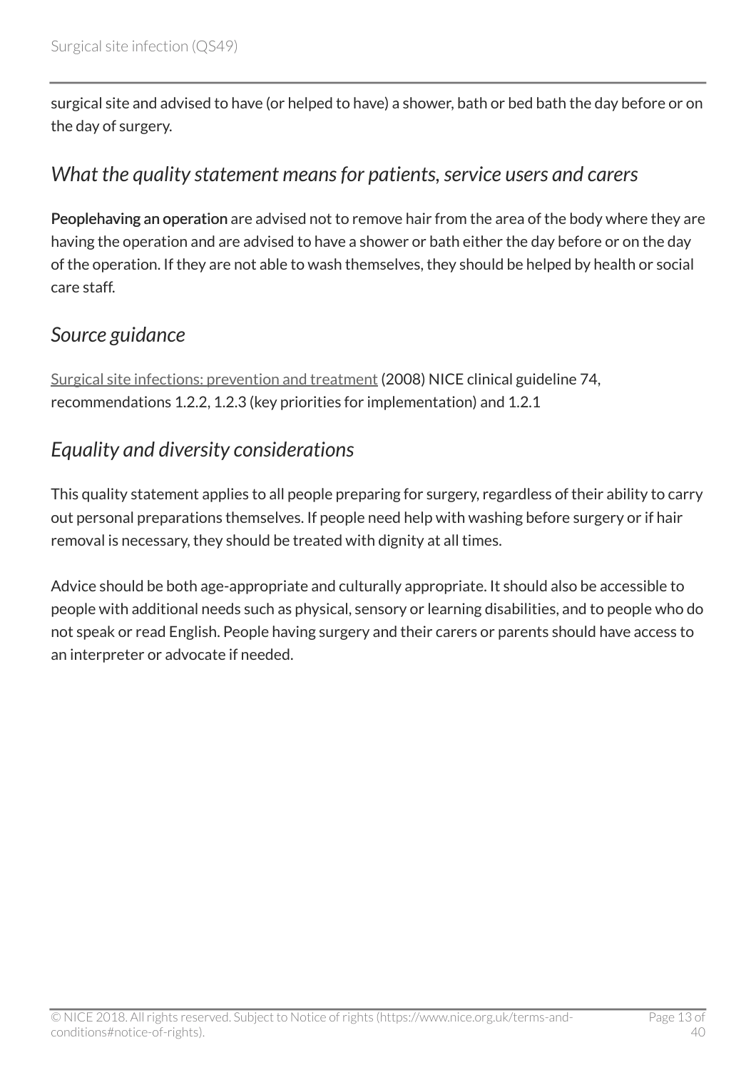surgical site and advised to have (or helped to have) a shower, bath or bed bath the day before or on the day of surgery.

## *What the quality statement means for patients, service users and carers*

**Peoplehaving an operation** are advised not to remove hair from the area of the body where they are having the operation and are advised to have a shower or bath either the day before or on the day of the operation. If they are not able to wash themselves, they should be helped by health or social care staff.

## *Source guidance*

Surgical site infections: prevention and treatment (2008) NICE clinical guideline 74, recommendations 1.2.2, 1.2.3 (key priorities for implementation) and 1.2.1

## *Equality and diversity considerations*

This quality statement applies to all people preparing for surgery, regardless of their ability to carry out personal preparations themselves. If people need help with washing before surgery or if hair removal is necessary, they should be treated with dignity at all times.

Advice should be both age-appropriate and culturally appropriate. It should also be accessible to people with additional needs such as physical, sensory or learning disabilities, and to people who do not speak or read English. People having surgery and their carers or parents should have access to an interpreter or advocate if needed.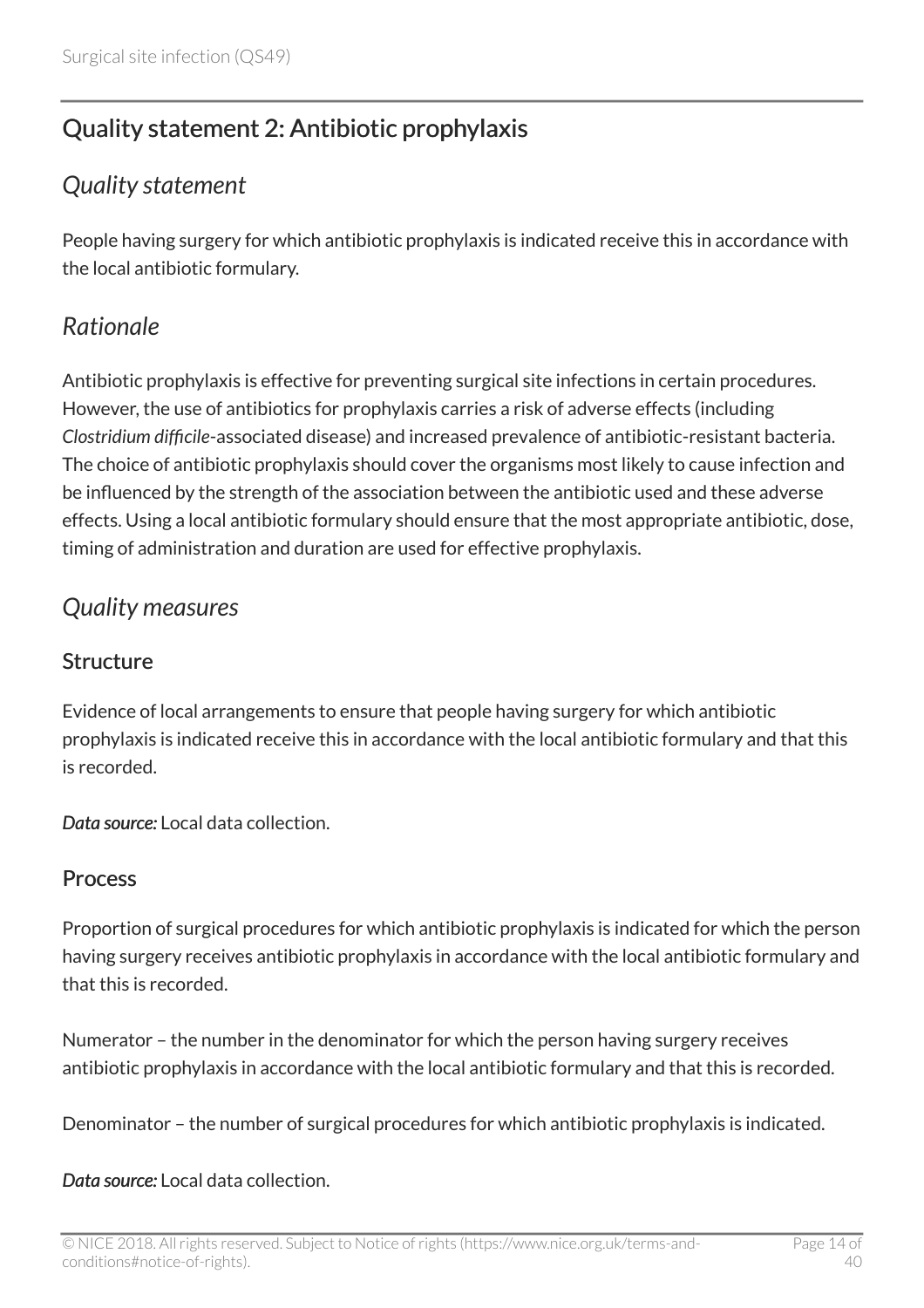## Quality statement 2: Antibiotic prophylaxis

### *Quality statement*

People having surgery for which antibiotic prophylaxis is indicated receive this in accordance with the local antibiotic formulary.

### *Rationale*

Antibiotic prophylaxis is effective for preventing surgical site infections in certain procedures. However, the use of antibiotics for prophylaxis carries a risk of adverse effects (including *Clostridium difficile*-associated disease) and increased prevalence of antibiotic-resistant bacteria. The choice of antibiotic prophylaxis should cover the organisms most likely to cause infection and be influenced by the strength of the association between the antibiotic used and these adverse effects. Using a local antibiotic formulary should ensure that the most appropriate antibiotic, dose, timing of administration and duration are used for effective prophylaxis.

### *Quality measures*

#### Structure

Evidence of local arrangements to ensure that people having surgery for which antibiotic prophylaxis is indicated receive this in accordance with the local antibiotic formulary and that this is recorded.

***Data source:*** Local data collection.

#### Process

Proportion of surgical procedures for which antibiotic prophylaxis is indicated for which the person having surgery receives antibiotic prophylaxis in accordance with the local antibiotic formulary and that this is recorded.

Numerator – the number in the denominator for which the person having surgery receives antibiotic prophylaxis in accordance with the local antibiotic formulary and that this is recorded.

Denominator – the number of surgical procedures for which antibiotic prophylaxis is indicated.

***Data source:*** Local data collection.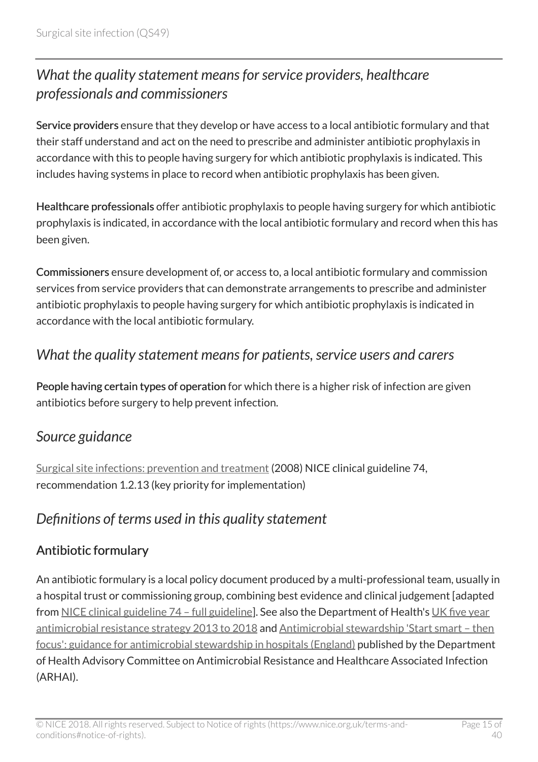## *What the quality statement means for service providers, healthcare professionals and commissioners*

**Service providers** ensure that they develop or have access to a local antibiotic formulary and that their staff understand and act on the need to prescribe and administer antibiotic prophylaxis in accordance with this to people having surgery for which antibiotic prophylaxis is indicated. This includes having systems in place to record when antibiotic prophylaxis has been given.

**Healthcare professionals** offer antibiotic prophylaxis to people having surgery for which antibiotic prophylaxis is indicated, in accordance with the local antibiotic formulary and record when this has been given.

**Commissioners** ensure development of, or access to, a local antibiotic formulary and commission services from service providers that can demonstrate arrangements to prescribe and administer antibiotic prophylaxis to people having surgery for which antibiotic prophylaxis is indicated in accordance with the local antibiotic formulary.

## *What the quality statement means for patients, service users and carers*

**People having certain types of operation** for which there is a higher risk of infection are given antibiotics before surgery to help prevent infection.

## *Source guidance*

Surgical site infections: prevention and treatment (2008) NICE clinical guideline 74, recommendation 1.2.13 (key priority for implementation)

## *Definitions of terms used in this quality statement*

### Antibiotic formulary

An antibiotic formulary is a local policy document produced by a multi-professional team, usually in a hospital trust or commissioning group, combining best evidence and clinical judgement [adapted from NICE clinical guideline 74 – full guideline]. See also the Department of Health's UK five year antimicrobial resistance strategy 2013 to 2018 and Antimicrobial stewardship 'Start smart – then focus': guidance for antimicrobial stewardship in hospitals (England) published by the Department of Health Advisory Committee on Antimicrobial Resistance and Healthcare Associated Infection (ARHAI).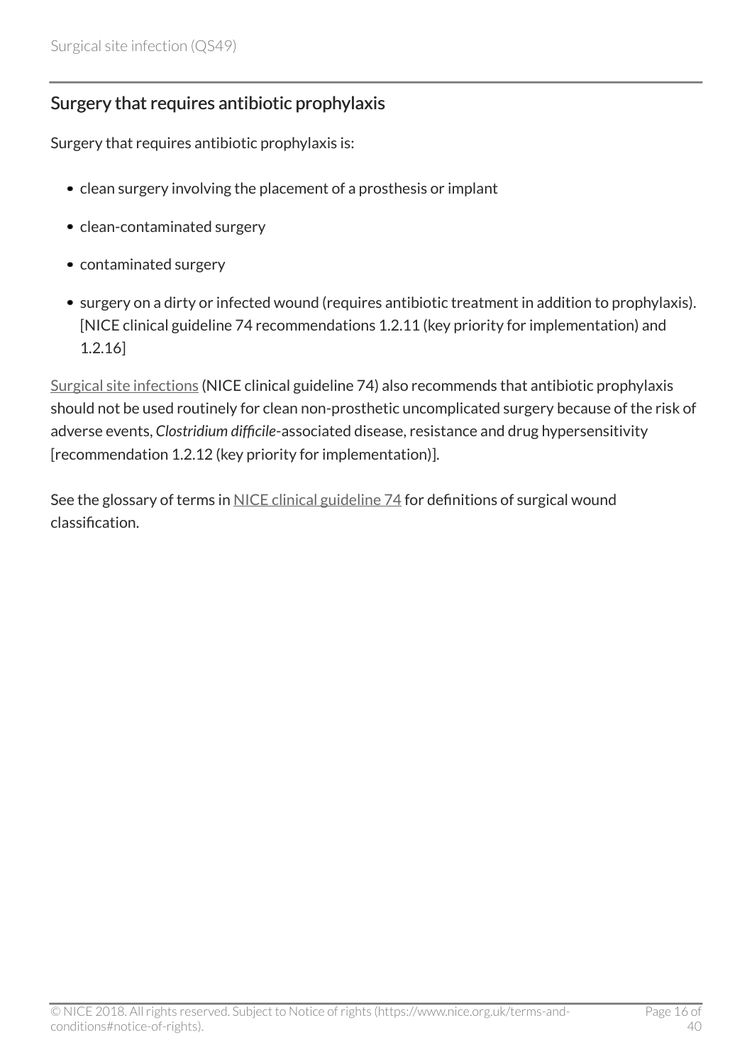## Surgery that requires antibiotic prophylaxis

Surgery that requires antibiotic prophylaxis is:

- clean surgery involving the placement of a prosthesis or implant
- clean-contaminated surgery
- contaminated surgery
- surgery on a dirty or infected wound (requires antibiotic treatment in addition to prophylaxis). [NICE clinical guideline 74 recommendations 1.2.11 (key priority for implementation) and 1.2.16]

Surgical site infections (NICE clinical guideline 74) also recommends that antibiotic prophylaxis should not be used routinely for clean non-prosthetic uncomplicated surgery because of the risk of adverse events, *Clostridium difficile*-associated disease, resistance and drug hypersensitivity [recommendation 1.2.12 (key priority for implementation)].

See the glossary of terms in NICE clinical guideline 74 for definitions of surgical wound classification.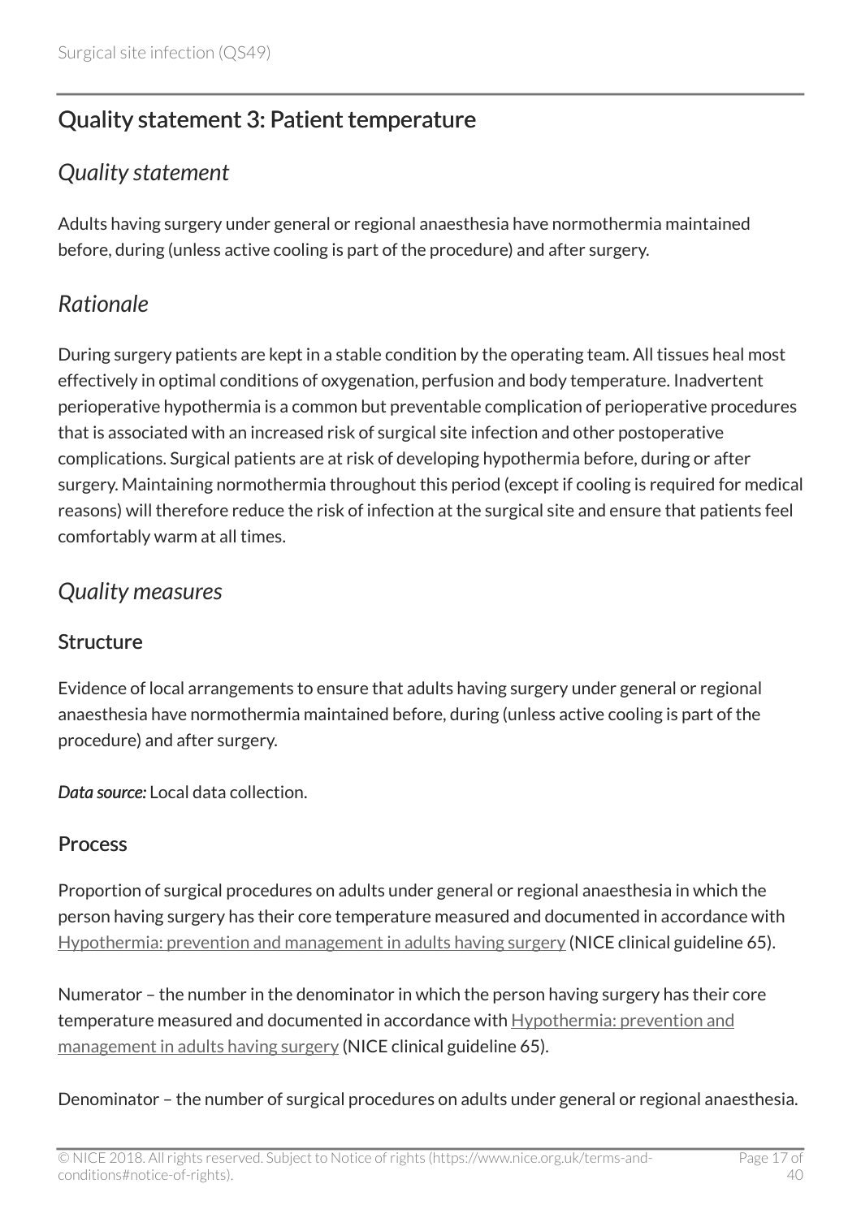## Quality statement 3: Patient temperature

### *Quality statement*

Adults having surgery under general or regional anaesthesia have normothermia maintained before, during (unless active cooling is part of the procedure) and after surgery.

### *Rationale*

During surgery patients are kept in a stable condition by the operating team. All tissues heal most effectively in optimal conditions of oxygenation, perfusion and body temperature. Inadvertent perioperative hypothermia is a common but preventable complication of perioperative procedures that is associated with an increased risk of surgical site infection and other postoperative complications. Surgical patients are at risk of developing hypothermia before, during or after surgery. Maintaining normothermia throughout this period (except if cooling is required for medical reasons) will therefore reduce the risk of infection at the surgical site and ensure that patients feel comfortably warm at all times.

### *Quality measures*

#### Structure

Evidence of local arrangements to ensure that adults having surgery under general or regional anaesthesia have normothermia maintained before, during (unless active cooling is part of the procedure) and after surgery.

***Data source:*** Local data collection.

#### Process

Proportion of surgical procedures on adults under general or regional anaesthesia in which the person having surgery has their core temperature measured and documented in accordance with Hypothermia: prevention and management in adults having surgery (NICE clinical guideline 65).

Numerator – the number in the denominator in which the person having surgery has their core temperature measured and documented in accordance with Hypothermia: prevention and management in adults having surgery (NICE clinical guideline 65).

Denominator – the number of surgical procedures on adults under general or regional anaesthesia.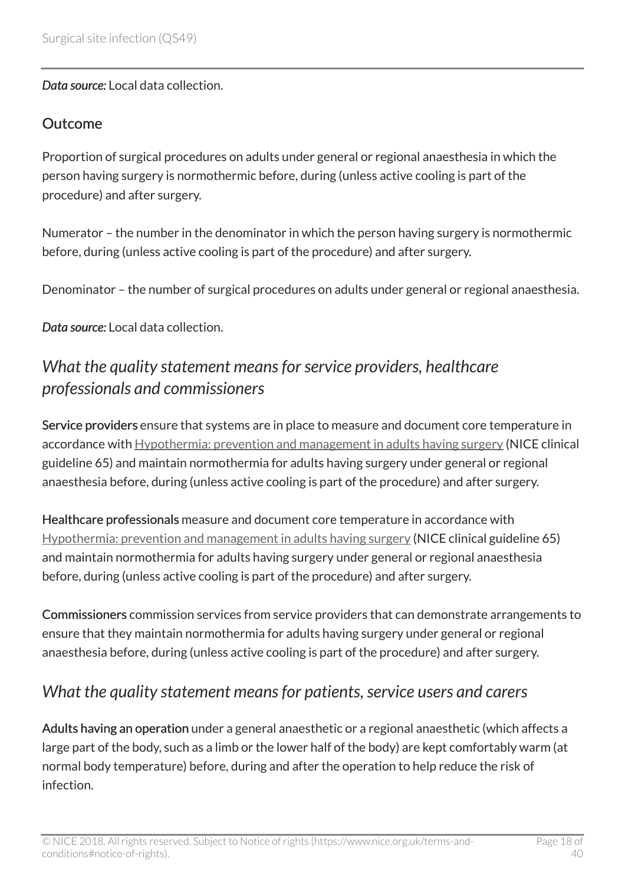*Data source:* Local data collection.

### Outcome

Proportion of surgical procedures on adults under general or regional anaesthesia in which the person having surgery is normothermic before, during (unless active cooling is part of the procedure) and after surgery.

Numerator – the number in the denominator in which the person having surgery is normothermic before, during (unless active cooling is part of the procedure) and after surgery.

Denominator – the number of surgical procedures on adults under general or regional anaesthesia.

*Data source:* Local data collection.

## *What the quality statement means for service providers, healthcare professionals and commissioners*

**Service providers** ensure that systems are in place to measure and document core temperature in accordance with Hypothermia: prevention and management in adults having surgery (NICE clinical guideline 65) and maintain normothermia for adults having surgery under general or regional anaesthesia before, during (unless active cooling is part of the procedure) and after surgery.

**Healthcare professionals** measure and document core temperature in accordance with Hypothermia: prevention and management in adults having surgery (NICE clinical guideline 65) and maintain normothermia for adults having surgery under general or regional anaesthesia before, during (unless active cooling is part of the procedure) and after surgery.

**Commissioners** commission services from service providers that can demonstrate arrangements to ensure that they maintain normothermia for adults having surgery under general or regional anaesthesia before, during (unless active cooling is part of the procedure) and after surgery.

## *What the quality statement means for patients, service users and carers*

**Adults having an operation** under a general anaesthetic or a regional anaesthetic (which affects a large part of the body, such as a limb or the lower half of the body) are kept comfortably warm (at normal body temperature) before, during and after the operation to help reduce the risk of infection.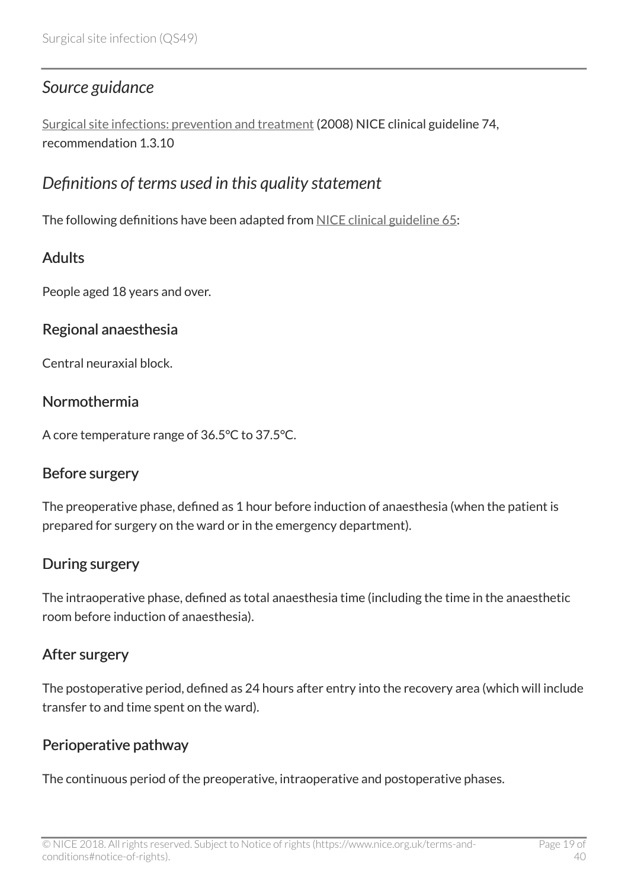### *Source guidance*

Surgical site infections: prevention and treatment (2008) NICE clinical guideline 74, recommendation 1.3.10

### *Definitions of terms used in this quality statement*

The following definitions have been adapted from NICE clinical guideline 65:

#### Adults

People aged 18 years and over.

#### Regional anaesthesia

Central neuraxial block.

#### Normothermia

A core temperature range of 36.5°C to 37.5°C.

#### Before surgery

The preoperative phase, defined as 1 hour before induction of anaesthesia (when the patient is prepared for surgery on the ward or in the emergency department).

#### During surgery

The intraoperative phase, defined as total anaesthesia time (including the time in the anaesthetic room before induction of anaesthesia).

#### After surgery

The postoperative period, defined as 24 hours after entry into the recovery area (which will include transfer to and time spent on the ward).

#### Perioperative pathway

The continuous period of the preoperative, intraoperative and postoperative phases.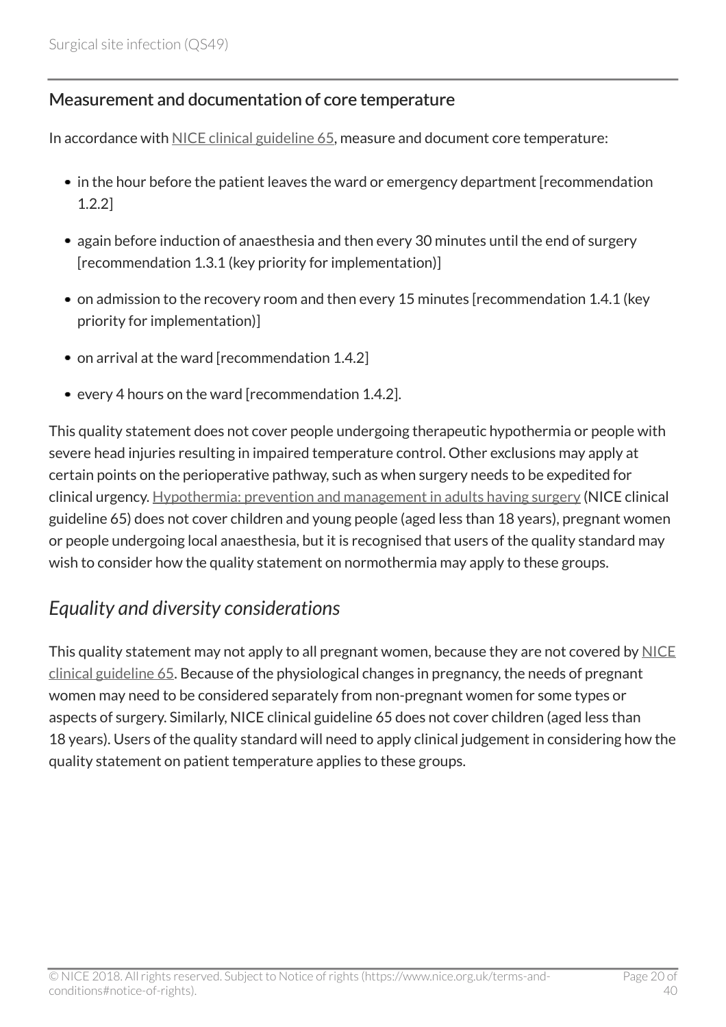### Measurement and documentation of core temperature

In accordance with NICE clinical guideline 65, measure and document core temperature:

- in the hour before the patient leaves the ward or emergency department [recommendation 1.2.2]
- again before induction of anaesthesia and then every 30 minutes until the end of surgery [recommendation 1.3.1 (key priority for implementation)]
- on admission to the recovery room and then every 15 minutes [recommendation 1.4.1 (key priority for implementation)]
- on arrival at the ward [recommendation 1.4.2]
- every 4 hours on the ward [recommendation 1.4.2].

This quality statement does not cover people undergoing therapeutic hypothermia or people with severe head injuries resulting in impaired temperature control. Other exclusions may apply at certain points on the perioperative pathway, such as when surgery needs to be expedited for clinical urgency. Hypothermia: prevention and management in adults having surgery (NICE clinical guideline 65) does not cover children and young people (aged less than 18 years), pregnant women or people undergoing local anaesthesia, but it is recognised that users of the quality standard may wish to consider how the quality statement on normothermia may apply to these groups.

## *Equality and diversity considerations*

This quality statement may not apply to all pregnant women, because they are not covered by NICE clinical guideline 65. Because of the physiological changes in pregnancy, the needs of pregnant women may need to be considered separately from non-pregnant women for some types or aspects of surgery. Similarly, NICE clinical guideline 65 does not cover children (aged less than 18 years). Users of the quality standard will need to apply clinical judgement in considering how the quality statement on patient temperature applies to these groups.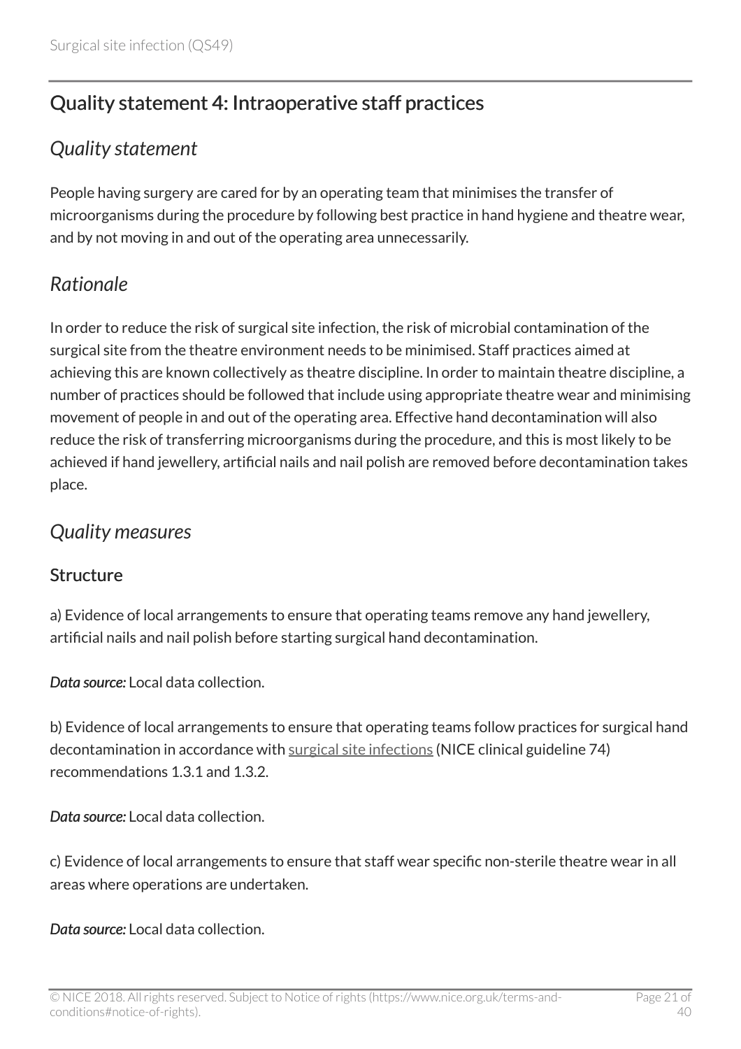## Quality statement 4: Intraoperative staff practices

### *Quality statement*

People having surgery are cared for by an operating team that minimises the transfer of microorganisms during the procedure by following best practice in hand hygiene and theatre wear, and by not moving in and out of the operating area unnecessarily.

### *Rationale*

In order to reduce the risk of surgical site infection, the risk of microbial contamination of the surgical site from the theatre environment needs to be minimised. Staff practices aimed at achieving this are known collectively as theatre discipline. In order to maintain theatre discipline, a number of practices should be followed that include using appropriate theatre wear and minimising movement of people in and out of the operating area. Effective hand decontamination will also reduce the risk of transferring microorganisms during the procedure, and this is most likely to be achieved if hand jewellery, artificial nails and nail polish are removed before decontamination takes place.

### *Quality measures*

#### Structure

a) Evidence of local arrangements to ensure that operating teams remove any hand jewellery, artificial nails and nail polish before starting surgical hand decontamination.

***Data source:*** Local data collection.

b) Evidence of local arrangements to ensure that operating teams follow practices for surgical hand decontamination in accordance with surgical site infections (NICE clinical guideline 74) recommendations 1.3.1 and 1.3.2.

***Data source:*** Local data collection.

c) Evidence of local arrangements to ensure that staff wear specific non-sterile theatre wear in all areas where operations are undertaken.

***Data source:*** Local data collection.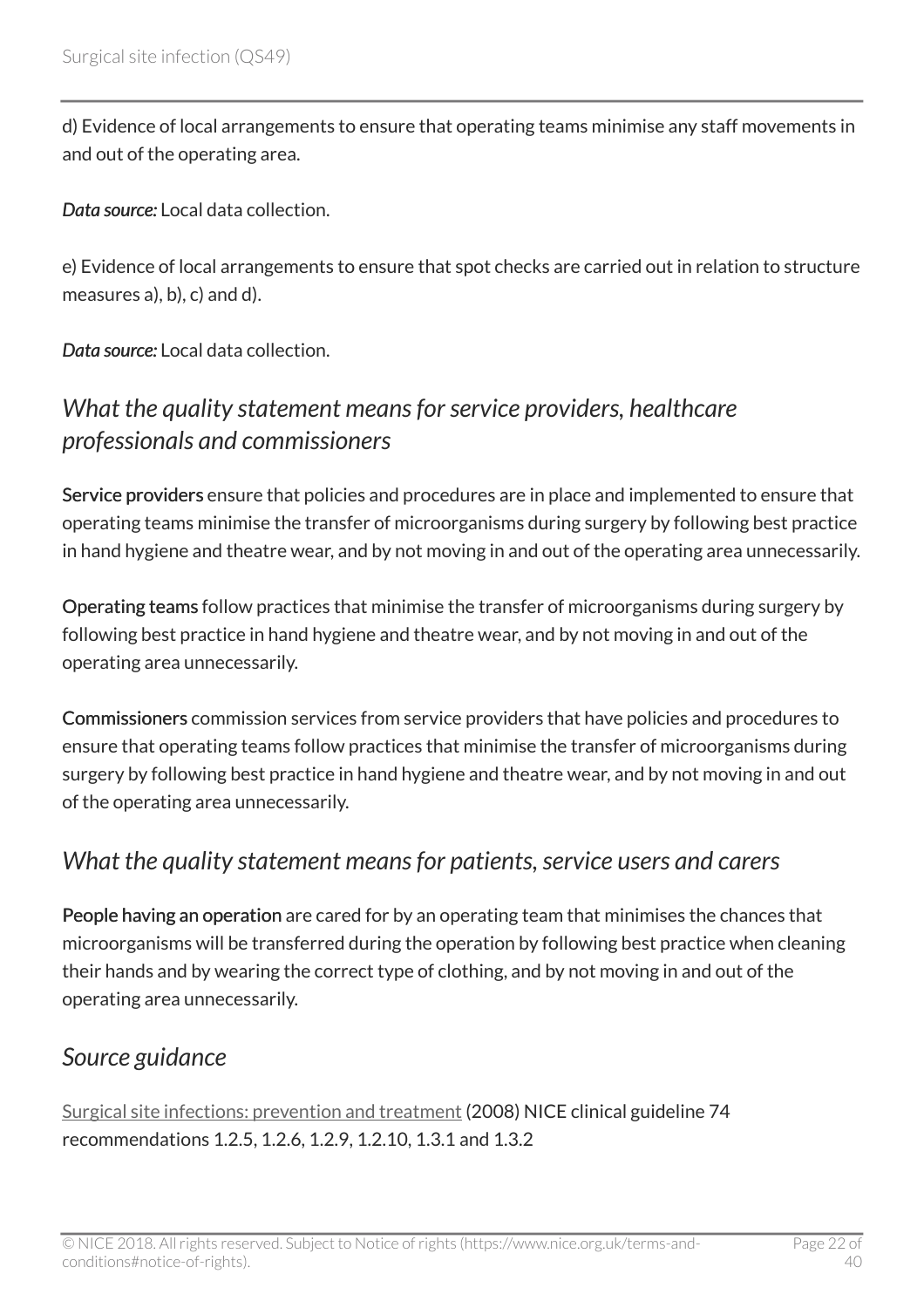d) Evidence of local arrangements to ensure that operating teams minimise any staff movements in and out of the operating area.

*Data source:* Local data collection.

e) Evidence of local arrangements to ensure that spot checks are carried out in relation to structure measures a), b), c) and d).

*Data source:* Local data collection.

## *What the quality statement means for service providers, healthcare professionals and commissioners*

**Service providers** ensure that policies and procedures are in place and implemented to ensure that operating teams minimise the transfer of microorganisms during surgery by following best practice in hand hygiene and theatre wear, and by not moving in and out of the operating area unnecessarily.

**Operating teams** follow practices that minimise the transfer of microorganisms during surgery by following best practice in hand hygiene and theatre wear, and by not moving in and out of the operating area unnecessarily.

**Commissioners** commission services from service providers that have policies and procedures to ensure that operating teams follow practices that minimise the transfer of microorganisms during surgery by following best practice in hand hygiene and theatre wear, and by not moving in and out of the operating area unnecessarily.

## *What the quality statement means for patients, service users and carers*

**People having an operation** are cared for by an operating team that minimises the chances that microorganisms will be transferred during the operation by following best practice when cleaning their hands and by wearing the correct type of clothing, and by not moving in and out of the operating area unnecessarily.

## *Source guidance*

Surgical site infections: prevention and treatment (2008) NICE clinical guideline 74 recommendations 1.2.5, 1.2.6, 1.2.9, 1.2.10, 1.3.1 and 1.3.2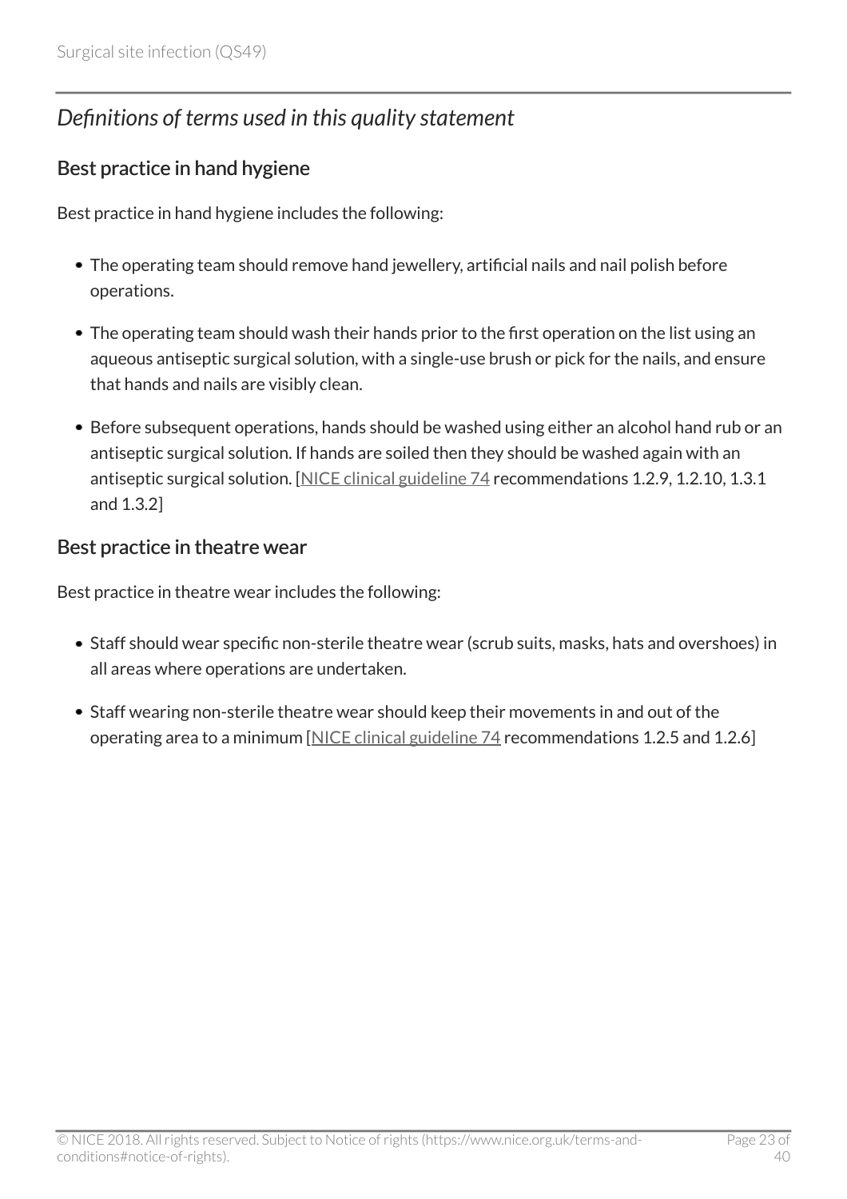## *Definitions of terms used in this quality statement*

### Best practice in hand hygiene

Best practice in hand hygiene includes the following:

- The operating team should remove hand jewellery, artificial nails and nail polish before operations.
- The operating team should wash their hands prior to the first operation on the list using an aqueous antiseptic surgical solution, with a single-use brush or pick for the nails, and ensure that hands and nails are visibly clean.
- Before subsequent operations, hands should be washed using either an alcohol hand rub or an antiseptic surgical solution. If hands are soiled then they should be washed again with an antiseptic surgical solution. [NICE clinical guideline 74 recommendations 1.2.9, 1.2.10, 1.3.1 and 1.3.2]

### Best practice in theatre wear

Best practice in theatre wear includes the following:

- Staff should wear specific non-sterile theatre wear (scrub suits, masks, hats and overshoes) in all areas where operations are undertaken.
- Staff wearing non-sterile theatre wear should keep their movements in and out of the operating area to a minimum [NICE clinical guideline 74 recommendations 1.2.5 and 1.2.6]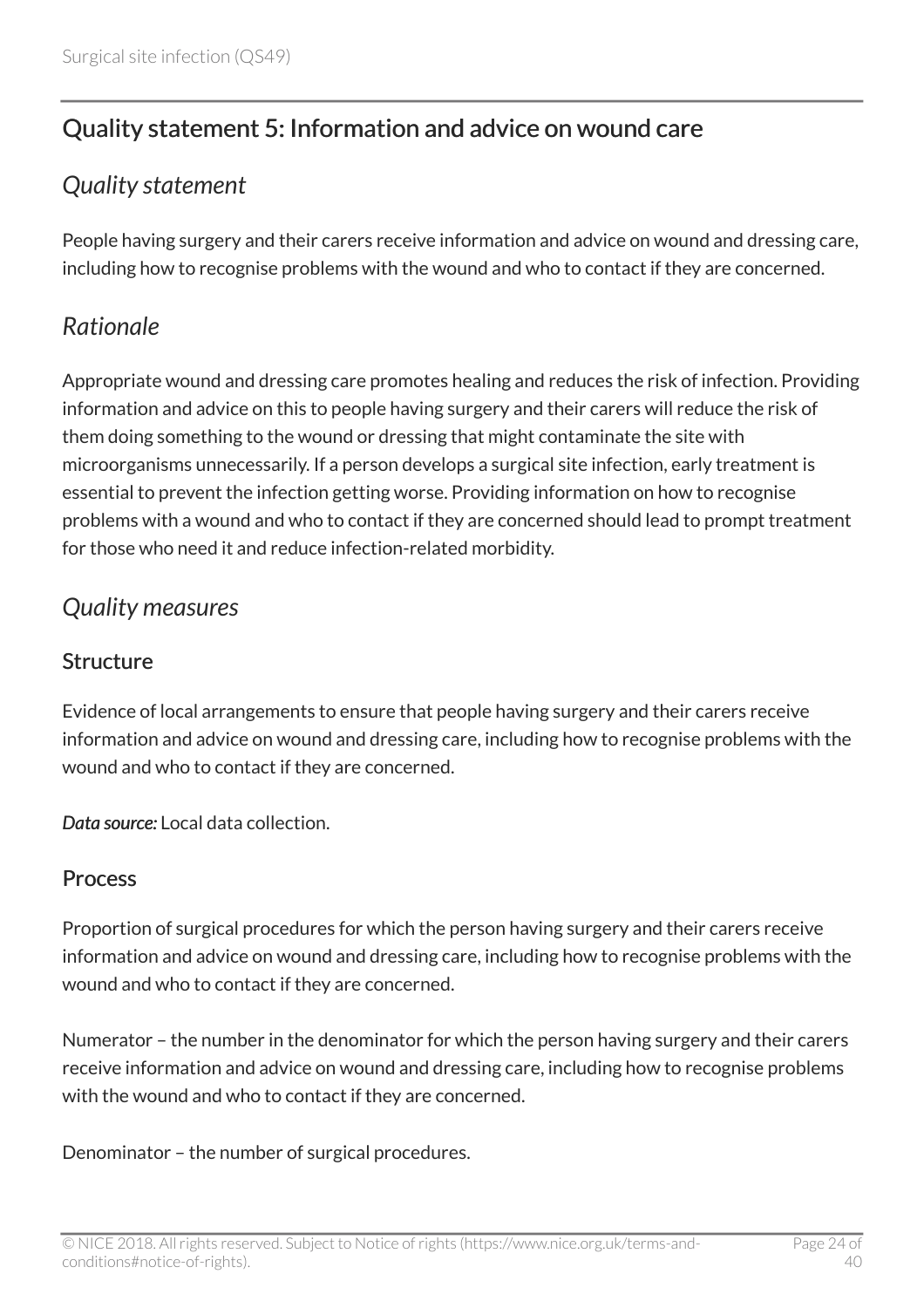## Quality statement 5: Information and advice on wound care

### *Quality statement*

People having surgery and their carers receive information and advice on wound and dressing care, including how to recognise problems with the wound and who to contact if they are concerned.

### *Rationale*

Appropriate wound and dressing care promotes healing and reduces the risk of infection. Providing information and advice on this to people having surgery and their carers will reduce the risk of them doing something to the wound or dressing that might contaminate the site with microorganisms unnecessarily. If a person develops a surgical site infection, early treatment is essential to prevent the infection getting worse. Providing information on how to recognise problems with a wound and who to contact if they are concerned should lead to prompt treatment for those who need it and reduce infection-related morbidity.

### *Quality measures*

#### Structure

Evidence of local arrangements to ensure that people having surgery and their carers receive information and advice on wound and dressing care, including how to recognise problems with the wound and who to contact if they are concerned.

***Data source:*** Local data collection.

#### Process

Proportion of surgical procedures for which the person having surgery and their carers receive information and advice on wound and dressing care, including how to recognise problems with the wound and who to contact if they are concerned.

Numerator – the number in the denominator for which the person having surgery and their carers receive information and advice on wound and dressing care, including how to recognise problems with the wound and who to contact if they are concerned.

Denominator – the number of surgical procedures.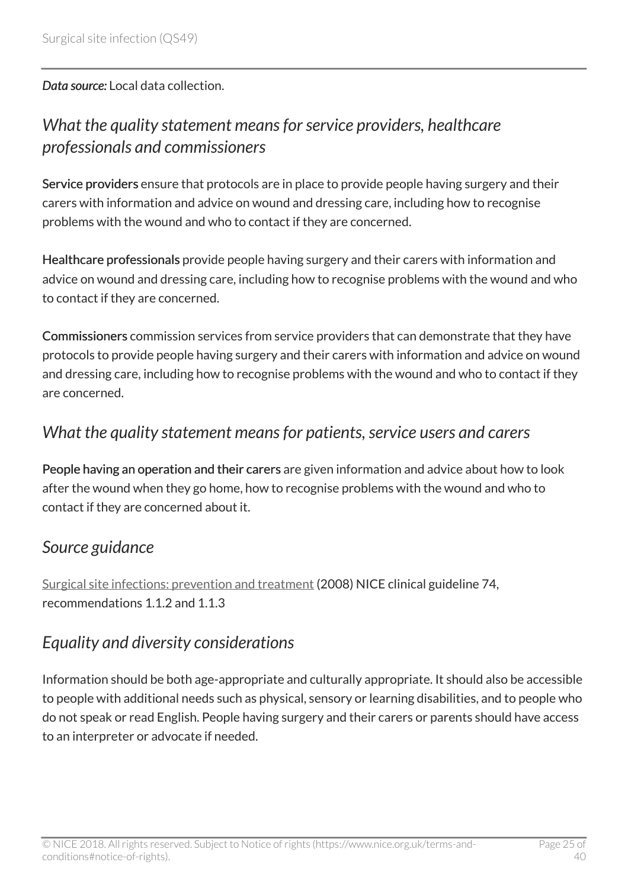*Data source:* Local data collection.

## *What the quality statement means for service providers, healthcare professionals and commissioners*

**Service providers** ensure that protocols are in place to provide people having surgery and their carers with information and advice on wound and dressing care, including how to recognise problems with the wound and who to contact if they are concerned.

**Healthcare professionals** provide people having surgery and their carers with information and advice on wound and dressing care, including how to recognise problems with the wound and who to contact if they are concerned.

**Commissioners** commission services from service providers that can demonstrate that they have protocols to provide people having surgery and their carers with information and advice on wound and dressing care, including how to recognise problems with the wound and who to contact if they are concerned.

## *What the quality statement means for patients, service users and carers*

**People having an operation and their carers** are given information and advice about how to look after the wound when they go home, how to recognise problems with the wound and who to contact if they are concerned about it.

## *Source guidance*

Surgical site infections: prevention and treatment (2008) NICE clinical guideline 74, recommendations 1.1.2 and 1.1.3

## *Equality and diversity considerations*

Information should be both age-appropriate and culturally appropriate. It should also be accessible to people with additional needs such as physical, sensory or learning disabilities, and to people who do not speak or read English. People having surgery and their carers or parents should have access to an interpreter or advocate if needed.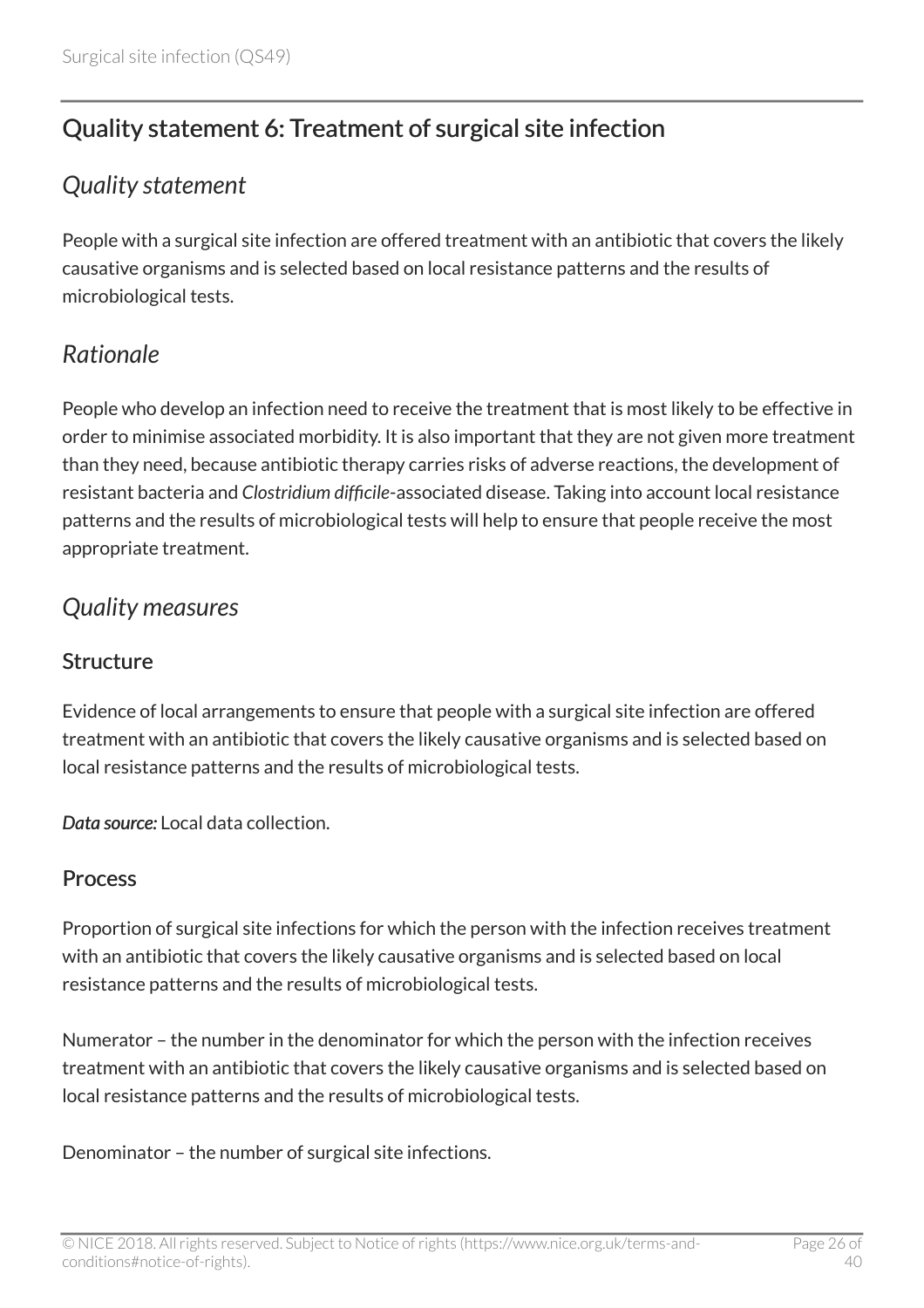## Quality statement 6: Treatment of surgical site infection

### *Quality statement*

People with a surgical site infection are offered treatment with an antibiotic that covers the likely causative organisms and is selected based on local resistance patterns and the results of microbiological tests.

### *Rationale*

People who develop an infection need to receive the treatment that is most likely to be effective in order to minimise associated morbidity. It is also important that they are not given more treatment than they need, because antibiotic therapy carries risks of adverse reactions, the development of resistant bacteria and *Clostridium difficile*-associated disease. Taking into account local resistance patterns and the results of microbiological tests will help to ensure that people receive the most appropriate treatment.

### *Quality measures*

#### Structure

Evidence of local arrangements to ensure that people with a surgical site infection are offered treatment with an antibiotic that covers the likely causative organisms and is selected based on local resistance patterns and the results of microbiological tests.

***Data source:*** Local data collection.

#### Process

Proportion of surgical site infections for which the person with the infection receives treatment with an antibiotic that covers the likely causative organisms and is selected based on local resistance patterns and the results of microbiological tests.

Numerator – the number in the denominator for which the person with the infection receives treatment with an antibiotic that covers the likely causative organisms and is selected based on local resistance patterns and the results of microbiological tests.

Denominator – the number of surgical site infections.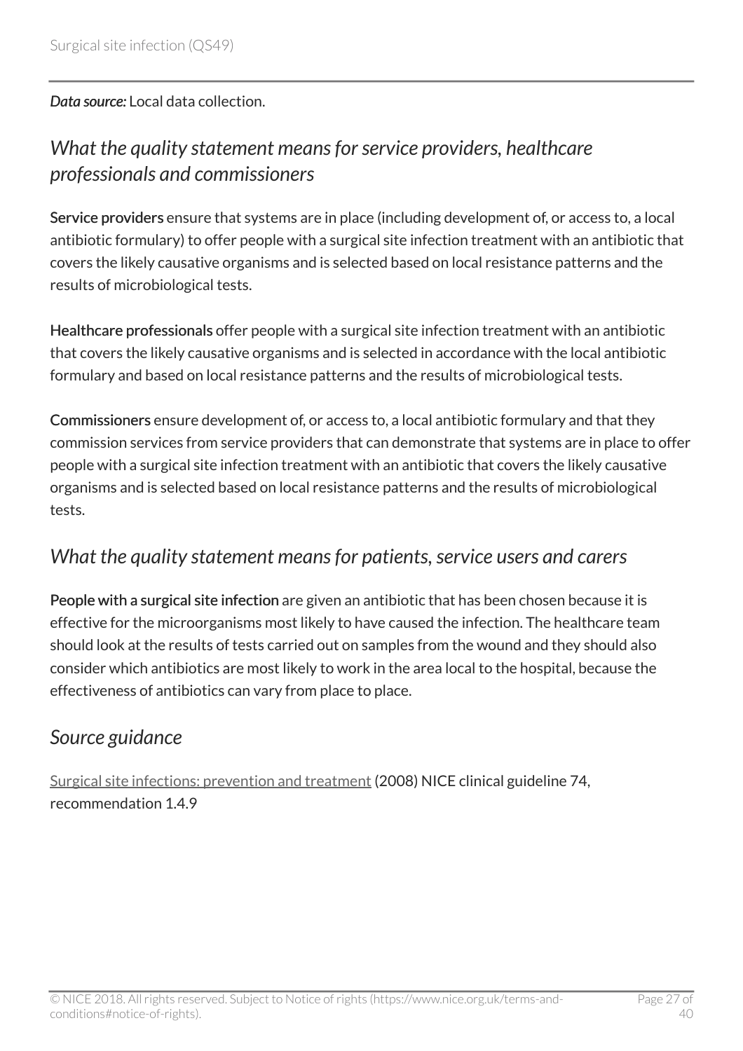*Data source:* Local data collection.

## *What the quality statement means for service providers, healthcare professionals and commissioners*

**Service providers** ensure that systems are in place (including development of, or access to, a local antibiotic formulary) to offer people with a surgical site infection treatment with an antibiotic that covers the likely causative organisms and is selected based on local resistance patterns and the results of microbiological tests.

**Healthcare professionals** offer people with a surgical site infection treatment with an antibiotic that covers the likely causative organisms and is selected in accordance with the local antibiotic formulary and based on local resistance patterns and the results of microbiological tests.

**Commissioners** ensure development of, or access to, a local antibiotic formulary and that they commission services from service providers that can demonstrate that systems are in place to offer people with a surgical site infection treatment with an antibiotic that covers the likely causative organisms and is selected based on local resistance patterns and the results of microbiological tests.

## *What the quality statement means for patients, service users and carers*

**People with a surgical site infection** are given an antibiotic that has been chosen because it is effective for the microorganisms most likely to have caused the infection. The healthcare team should look at the results of tests carried out on samples from the wound and they should also consider which antibiotics are most likely to work in the area local to the hospital, because the effectiveness of antibiotics can vary from place to place.

## *Source guidance*

Surgical site infections: prevention and treatment (2008) NICE clinical guideline 74, recommendation 1.4.9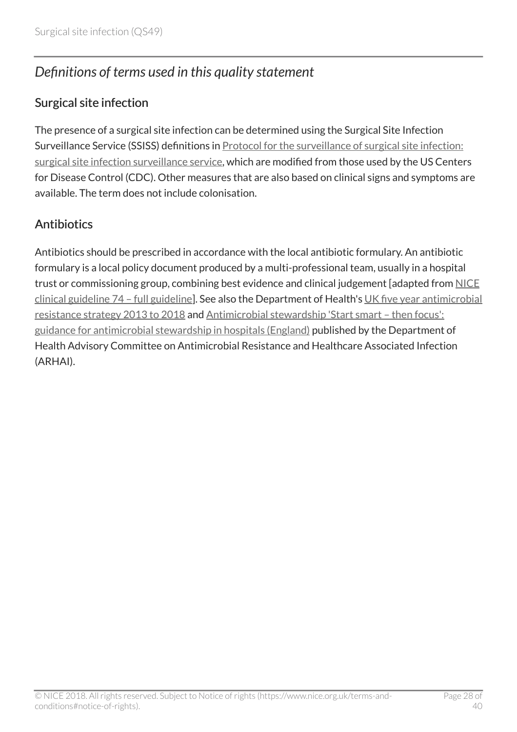## *Definitions of terms used in this quality statement*

### Surgical site infection

The presence of a surgical site infection can be determined using the Surgical Site Infection Surveillance Service (SSISS) definitions in Protocol for the surveillance of surgical site infection: surgical site infection surveillance service, which are modified from those used by the US Centers for Disease Control (CDC). Other measures that are also based on clinical signs and symptoms are available. The term does not include colonisation.

### Antibiotics

Antibiotics should be prescribed in accordance with the local antibiotic formulary. An antibiotic formulary is a local policy document produced by a multi-professional team, usually in a hospital trust or commissioning group, combining best evidence and clinical judgement [adapted from NICE clinical guideline 74 – full guideline]. See also the Department of Health's UK five year antimicrobial resistance strategy 2013 to 2018 and Antimicrobial stewardship 'Start smart – then focus': guidance for antimicrobial stewardship in hospitals (England) published by the Department of Health Advisory Committee on Antimicrobial Resistance and Healthcare Associated Infection (ARHAI).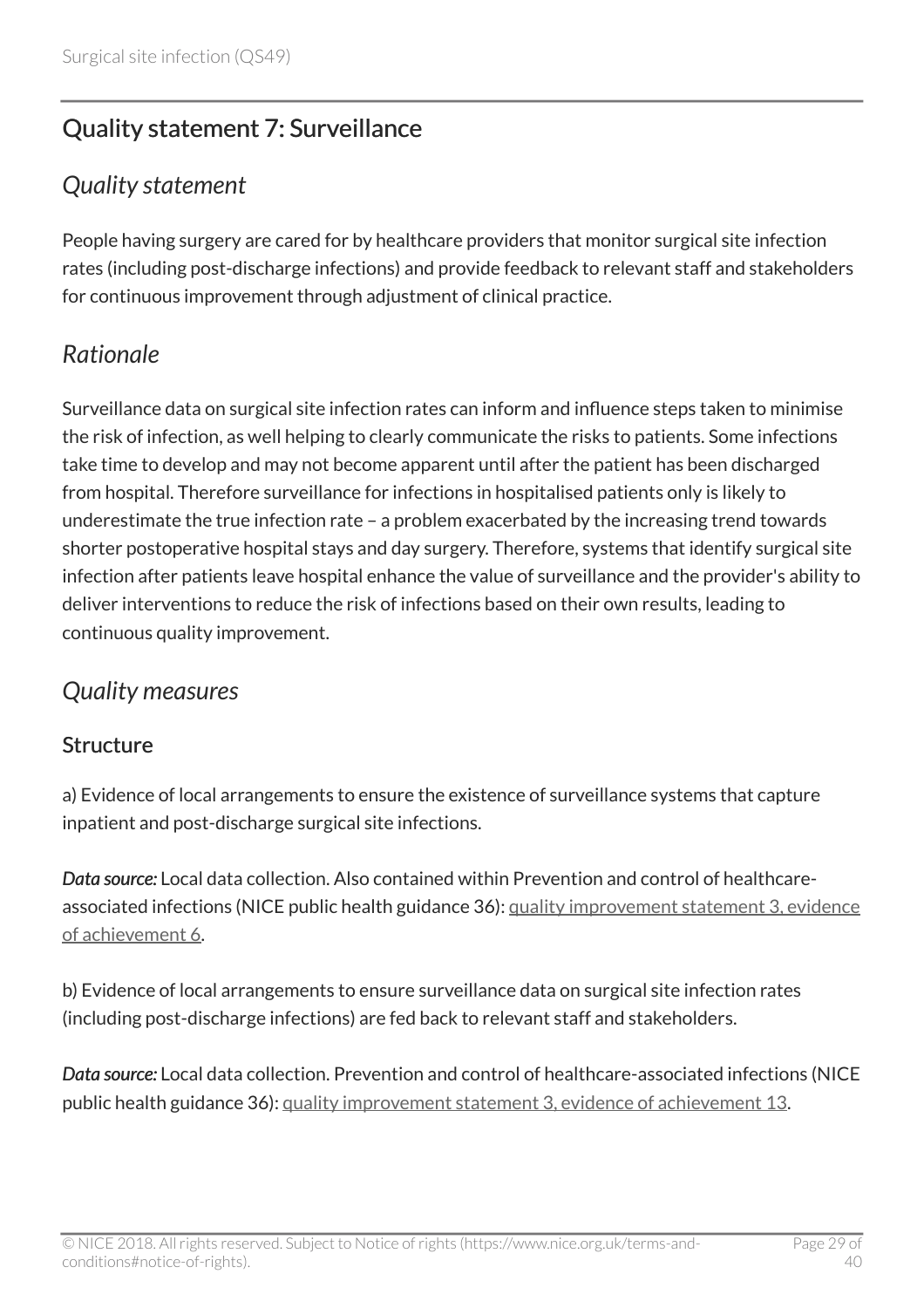## Quality statement 7: Surveillance

### *Quality statement*

People having surgery are cared for by healthcare providers that monitor surgical site infection rates (including post-discharge infections) and provide feedback to relevant staff and stakeholders for continuous improvement through adjustment of clinical practice.

### *Rationale*

Surveillance data on surgical site infection rates can inform and influence steps taken to minimise the risk of infection, as well helping to clearly communicate the risks to patients. Some infections take time to develop and may not become apparent until after the patient has been discharged from hospital. Therefore surveillance for infections in hospitalised patients only is likely to underestimate the true infection rate – a problem exacerbated by the increasing trend towards shorter postoperative hospital stays and day surgery. Therefore, systems that identify surgical site infection after patients leave hospital enhance the value of surveillance and the provider's ability to deliver interventions to reduce the risk of infections based on their own results, leading to continuous quality improvement.

### *Quality measures*

#### Structure

a) Evidence of local arrangements to ensure the existence of surveillance systems that capture inpatient and post-discharge surgical site infections.

***Data source:*** Local data collection. Also contained within Prevention and control of healthcare-associated infections (NICE public health guidance 36): quality improvement statement 3, evidence of achievement 6.

b) Evidence of local arrangements to ensure surveillance data on surgical site infection rates (including post-discharge infections) are fed back to relevant staff and stakeholders.

***Data source:*** Local data collection. Prevention and control of healthcare-associated infections (NICE public health guidance 36): quality improvement statement 3, evidence of achievement 13.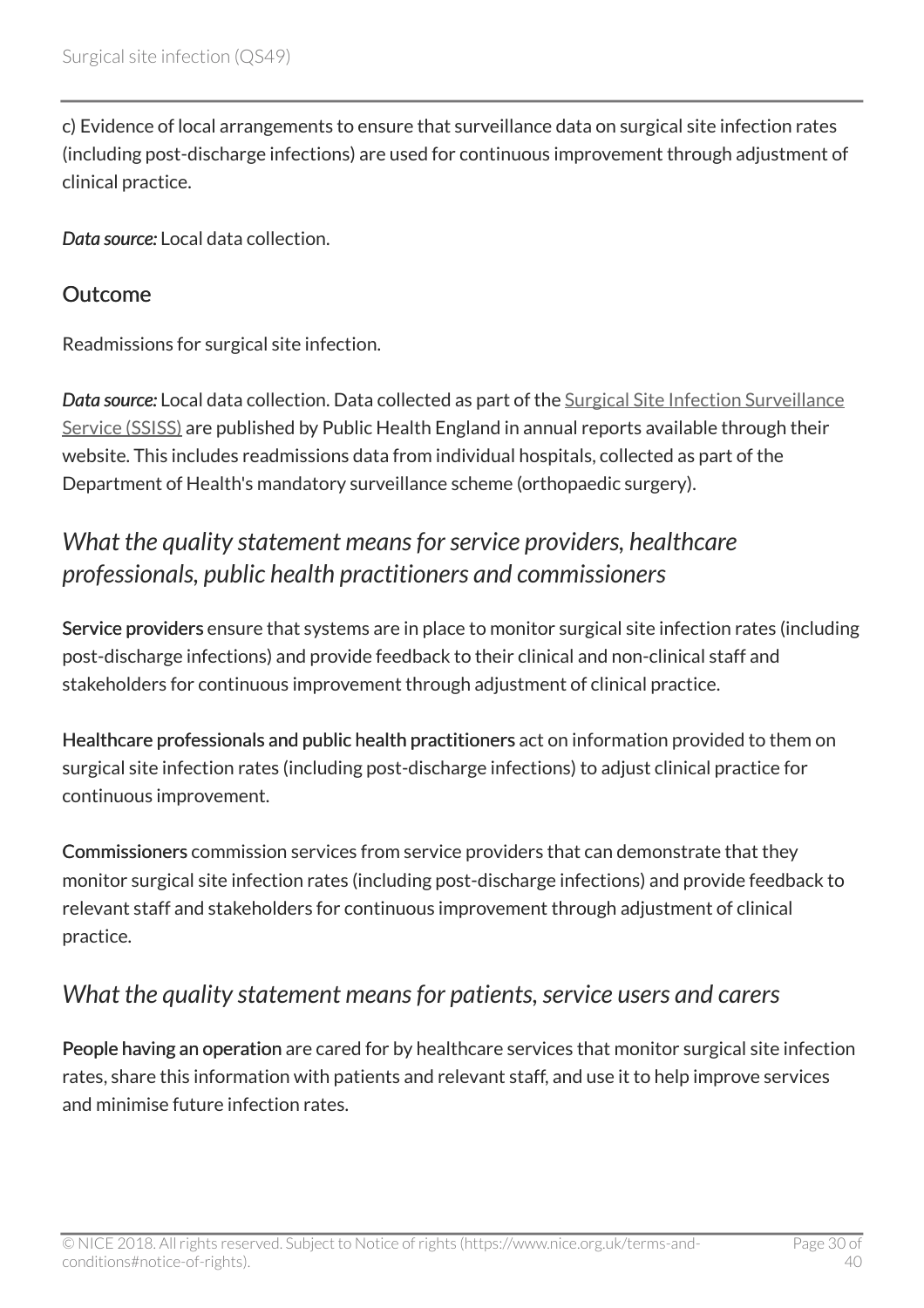c) Evidence of local arrangements to ensure that surveillance data on surgical site infection rates (including post-discharge infections) are used for continuous improvement through adjustment of clinical practice.

*Data source:* Local data collection.

### Outcome

Readmissions for surgical site infection.

*Data source:* Local data collection. Data collected as part of the Surgical Site Infection Surveillance Service (SSISS) are published by Public Health England in annual reports available through their website. This includes readmissions data from individual hospitals, collected as part of the Department of Health's mandatory surveillance scheme (orthopaedic surgery).

## *What the quality statement means for service providers, healthcare professionals, public health practitioners and commissioners*

**Service providers** ensure that systems are in place to monitor surgical site infection rates (including post-discharge infections) and provide feedback to their clinical and non-clinical staff and stakeholders for continuous improvement through adjustment of clinical practice.

**Healthcare professionals and public health practitioners** act on information provided to them on surgical site infection rates (including post-discharge infections) to adjust clinical practice for continuous improvement.

**Commissioners** commission services from service providers that can demonstrate that they monitor surgical site infection rates (including post-discharge infections) and provide feedback to relevant staff and stakeholders for continuous improvement through adjustment of clinical practice.

## *What the quality statement means for patients, service users and carers*

**People having an operation** are cared for by healthcare services that monitor surgical site infection rates, share this information with patients and relevant staff, and use it to help improve services and minimise future infection rates.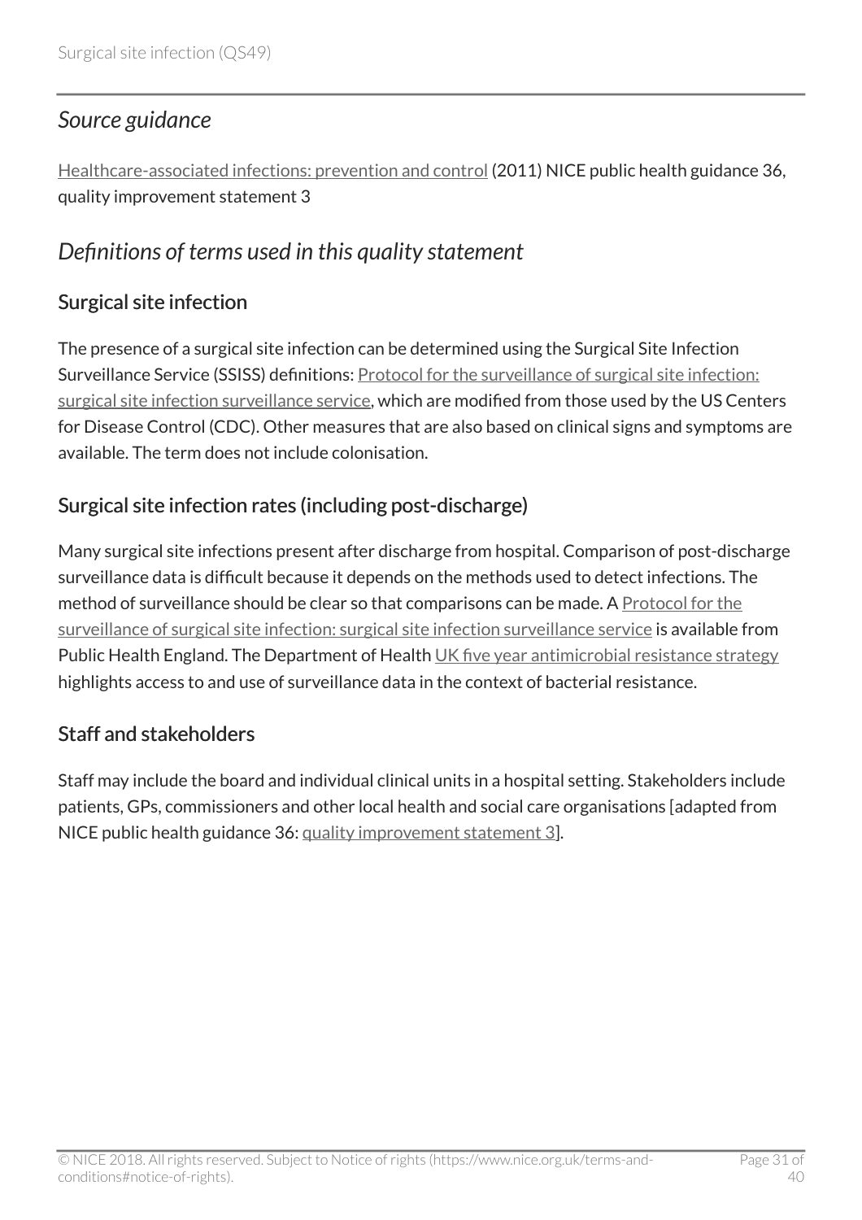## *Source guidance*

Healthcare-associated infections: prevention and control (2011) NICE public health guidance 36, quality improvement statement 3

## *Definitions of terms used in this quality statement*

### Surgical site infection

The presence of a surgical site infection can be determined using the Surgical Site Infection Surveillance Service (SSISS) definitions: Protocol for the surveillance of surgical site infection: surgical site infection surveillance service, which are modified from those used by the US Centers for Disease Control (CDC). Other measures that are also based on clinical signs and symptoms are available. The term does not include colonisation.

### Surgical site infection rates (including post-discharge)

Many surgical site infections present after discharge from hospital. Comparison of post-discharge surveillance data is difficult because it depends on the methods used to detect infections. The method of surveillance should be clear so that comparisons can be made. A Protocol for the surveillance of surgical site infection: surgical site infection surveillance service is available from Public Health England. The Department of Health UK five year antimicrobial resistance strategy highlights access to and use of surveillance data in the context of bacterial resistance.

### Staff and stakeholders

Staff may include the board and individual clinical units in a hospital setting. Stakeholders include patients, GPs, commissioners and other local health and social care organisations [adapted from NICE public health guidance 36: quality improvement statement 3].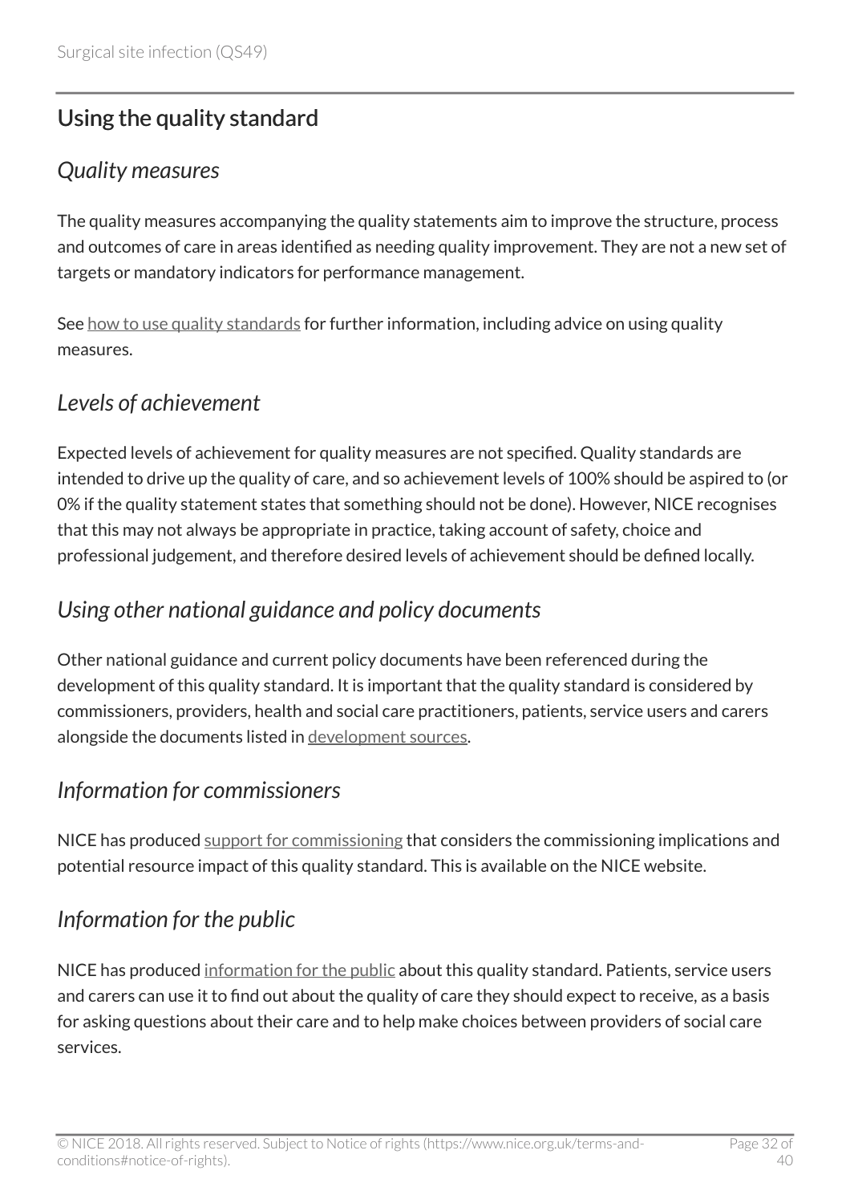## Using the quality standard

### *Quality measures*

The quality measures accompanying the quality statements aim to improve the structure, process and outcomes of care in areas identified as needing quality improvement. They are not a new set of targets or mandatory indicators for performance management.

See how to use quality standards for further information, including advice on using quality measures.

### *Levels of achievement*

Expected levels of achievement for quality measures are not specified. Quality standards are intended to drive up the quality of care, and so achievement levels of 100% should be aspired to (or 0% if the quality statement states that something should not be done). However, NICE recognises that this may not always be appropriate in practice, taking account of safety, choice and professional judgement, and therefore desired levels of achievement should be defined locally.

### *Using other national guidance and policy documents*

Other national guidance and current policy documents have been referenced during the development of this quality standard. It is important that the quality standard is considered by commissioners, providers, health and social care practitioners, patients, service users and carers alongside the documents listed in development sources.

### *Information for commissioners*

NICE has produced support for commissioning that considers the commissioning implications and potential resource impact of this quality standard. This is available on the NICE website.

### *Information for the public*

NICE has produced information for the public about this quality standard. Patients, service users and carers can use it to find out about the quality of care they should expect to receive, as a basis for asking questions about their care and to help make choices between providers of social care services.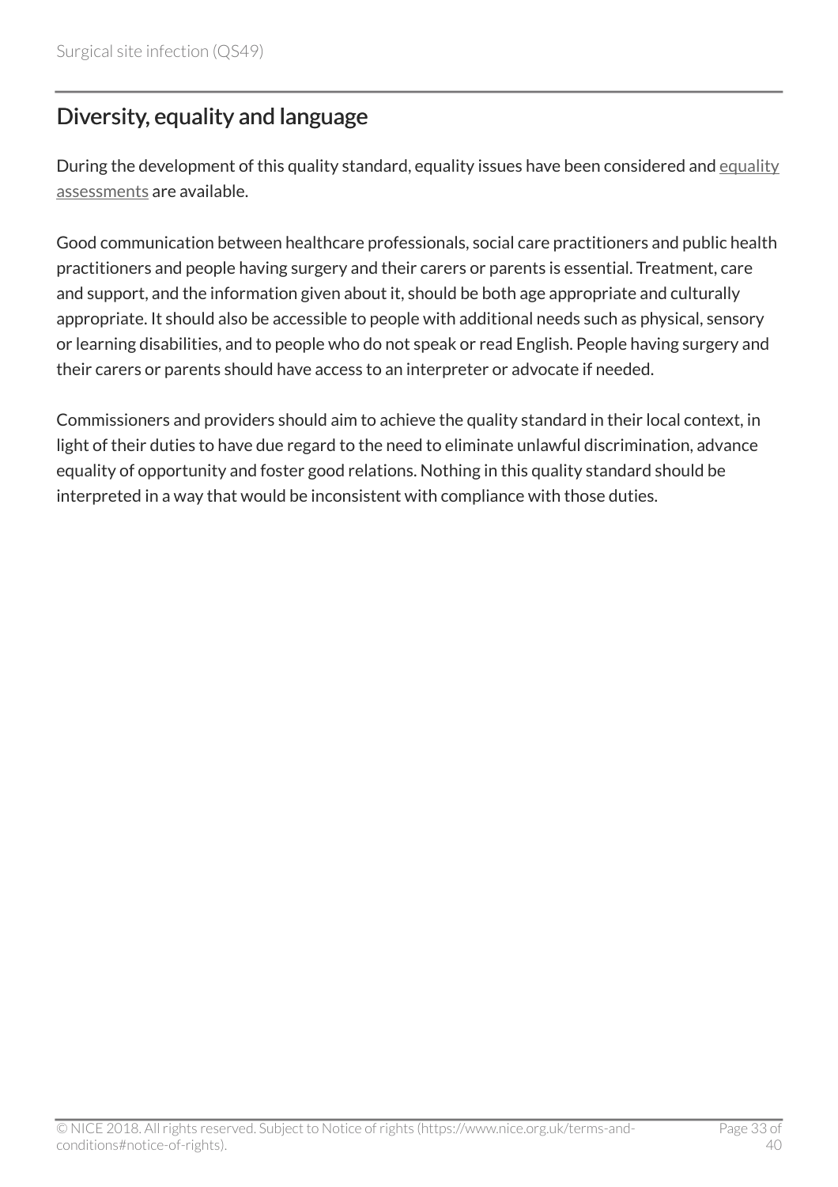## Diversity, equality and language

During the development of this quality standard, equality issues have been considered and equality assessments are available.

Good communication between healthcare professionals, social care practitioners and public health practitioners and people having surgery and their carers or parents is essential. Treatment, care and support, and the information given about it, should be both age appropriate and culturally appropriate. It should also be accessible to people with additional needs such as physical, sensory or learning disabilities, and to people who do not speak or read English. People having surgery and their carers or parents should have access to an interpreter or advocate if needed.

Commissioners and providers should aim to achieve the quality standard in their local context, in light of their duties to have due regard to the need to eliminate unlawful discrimination, advance equality of opportunity and foster good relations. Nothing in this quality standard should be interpreted in a way that would be inconsistent with compliance with those duties.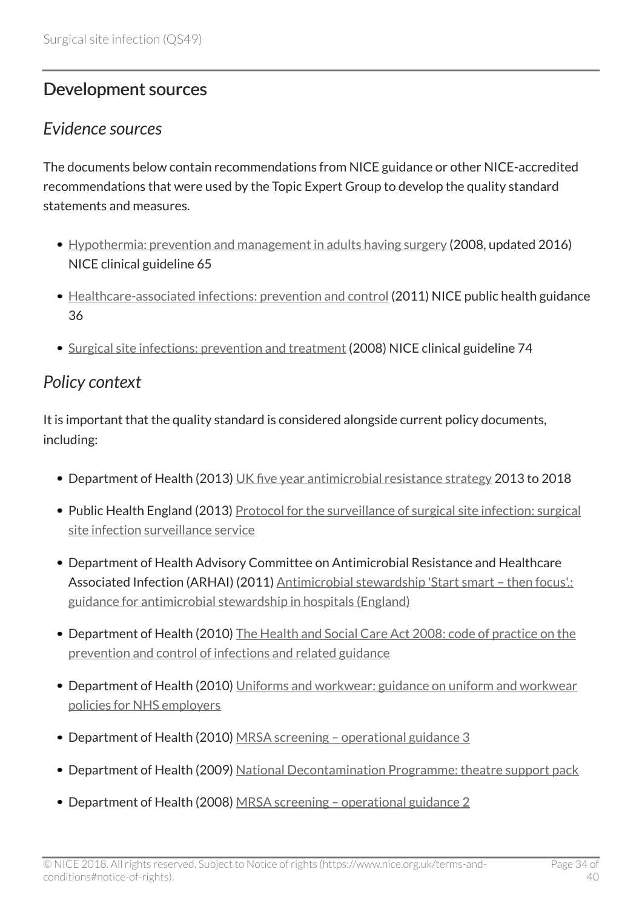## Development sources

### *Evidence sources*

The documents below contain recommendations from NICE guidance or other NICE-accredited recommendations that were used by the Topic Expert Group to develop the quality standard statements and measures.

- Hypothermia: prevention and management in adults having surgery (2008, updated 2016) NICE clinical guideline 65
- Healthcare-associated infections: prevention and control (2011) NICE public health guidance 36
- Surgical site infections: prevention and treatment (2008) NICE clinical guideline 74

### *Policy context*

It is important that the quality standard is considered alongside current policy documents, including:

- Department of Health (2013) UK five year antimicrobial resistance strategy 2013 to 2018
- Public Health England (2013) Protocol for the surveillance of surgical site infection: surgical site infection surveillance service
- Department of Health Advisory Committee on Antimicrobial Resistance and Healthcare Associated Infection (ARHAI) (2011) Antimicrobial stewardship 'Start smart – then focus'.: guidance for antimicrobial stewardship in hospitals (England)
- Department of Health (2010) The Health and Social Care Act 2008: code of practice on the prevention and control of infections and related guidance
- Department of Health (2010) Uniforms and workwear: guidance on uniform and workwear policies for NHS employers
- Department of Health (2010) MRSA screening – operational guidance 3
- Department of Health (2009) National Decontamination Programme: theatre support pack
- Department of Health (2008) MRSA screening – operational guidance 2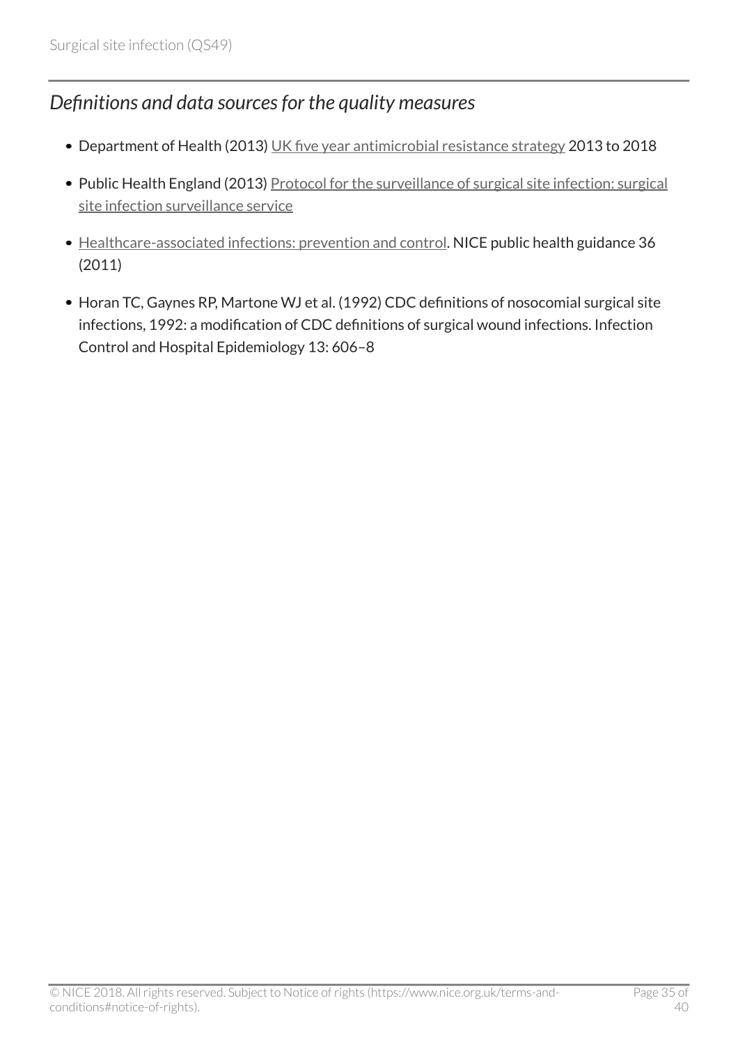### *Definitions and data sources for the quality measures*

- Department of Health (2013) UK five year antimicrobial resistance strategy 2013 to 2018
- Public Health England (2013) Protocol for the surveillance of surgical site infection: surgical site infection surveillance service
- Healthcare-associated infections: prevention and control. NICE public health guidance 36 (2011)
- Horan TC, Gaynes RP, Martone WJ et al. (1992) CDC definitions of nosocomial surgical site infections, 1992: a modification of CDC definitions of surgical wound infections. Infection Control and Hospital Epidemiology 13: 606–8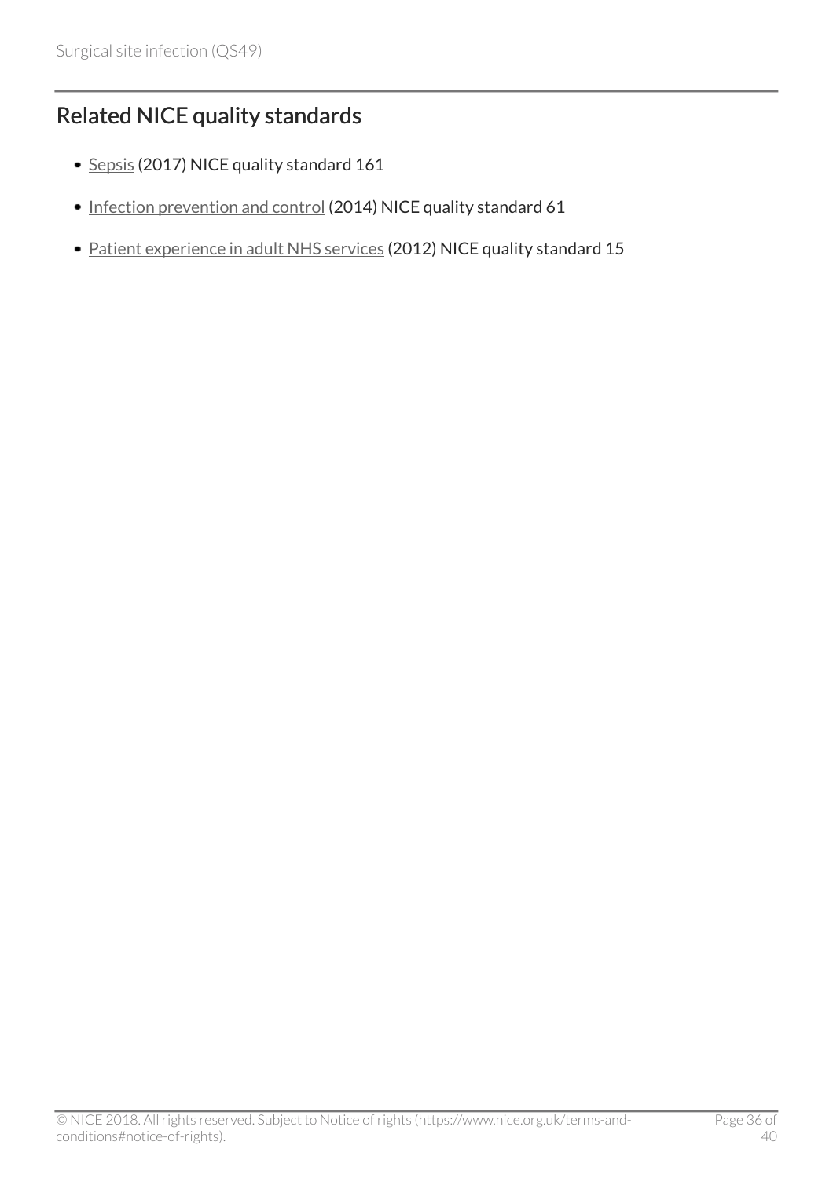## Related NICE quality standards

- Sepsis (2017) NICE quality standard 161
- Infection prevention and control (2014) NICE quality standard 61
- Patient experience in adult NHS services (2012) NICE quality standard 15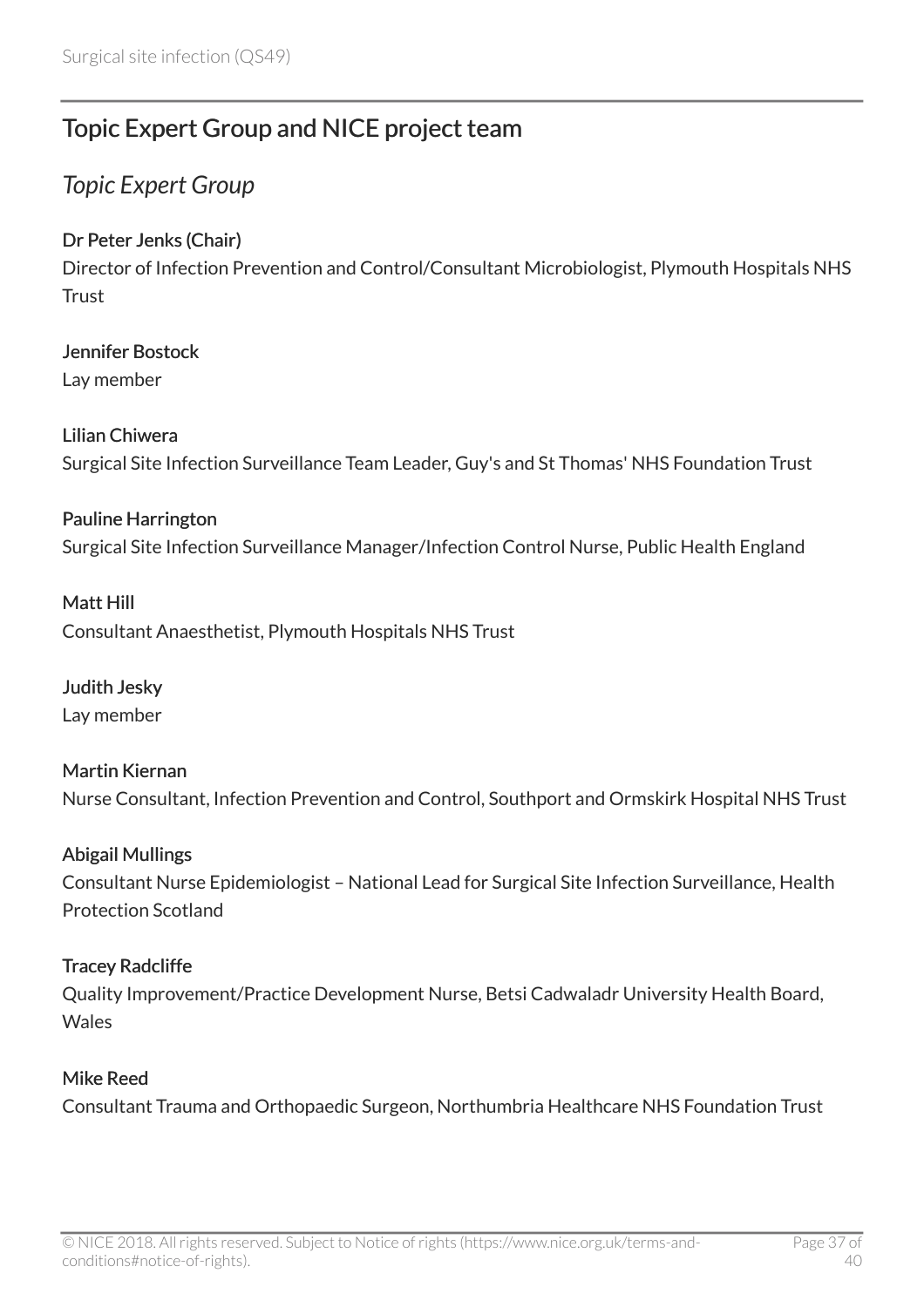## Topic Expert Group and NICE project team

### *Topic Expert Group*

**Dr Peter Jenks (Chair)**
Director of Infection Prevention and Control/Consultant Microbiologist, Plymouth Hospitals NHS Trust

**Jennifer Bostock**
Lay member

**Lilian Chiwera**
Surgical Site Infection Surveillance Team Leader, Guy's and St Thomas' NHS Foundation Trust

**Pauline Harrington**
Surgical Site Infection Surveillance Manager/Infection Control Nurse, Public Health England

**Matt Hill**
Consultant Anaesthetist, Plymouth Hospitals NHS Trust

**Judith Jesky**
Lay member

**Martin Kiernan**
Nurse Consultant, Infection Prevention and Control, Southport and Ormskirk Hospital NHS Trust

**Abigail Mullings**
Consultant Nurse Epidemiologist – National Lead for Surgical Site Infection Surveillance, Health Protection Scotland

**Tracey Radcliffe**
Quality Improvement/Practice Development Nurse, Betsi Cadwaladr University Health Board, Wales

**Mike Reed**
Consultant Trauma and Orthopaedic Surgeon, Northumbria Healthcare NHS Foundation Trust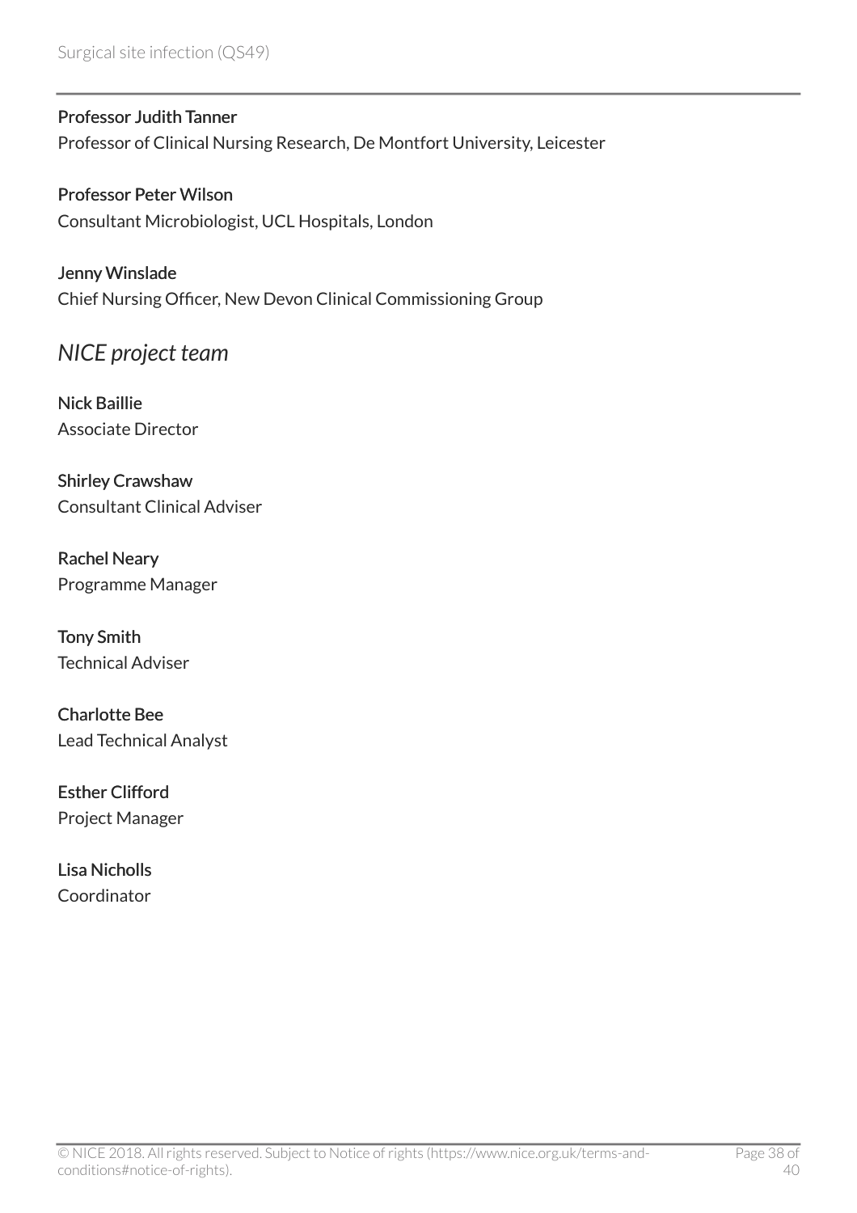**Professor Judith Tanner**
Professor of Clinical Nursing Research, De Montfort University, Leicester

**Professor Peter Wilson**
Consultant Microbiologist, UCL Hospitals, London

**Jenny Winslade**
Chief Nursing Officer, New Devon Clinical Commissioning Group

### *NICE project team*

**Nick Baillie**
Associate Director

**Shirley Crawshaw**
Consultant Clinical Adviser

**Rachel Neary**
Programme Manager

**Tony Smith**
Technical Adviser

**Charlotte Bee**
Lead Technical Analyst

**Esther Clifford**
Project Manager

**Lisa Nicholls**
Coordinator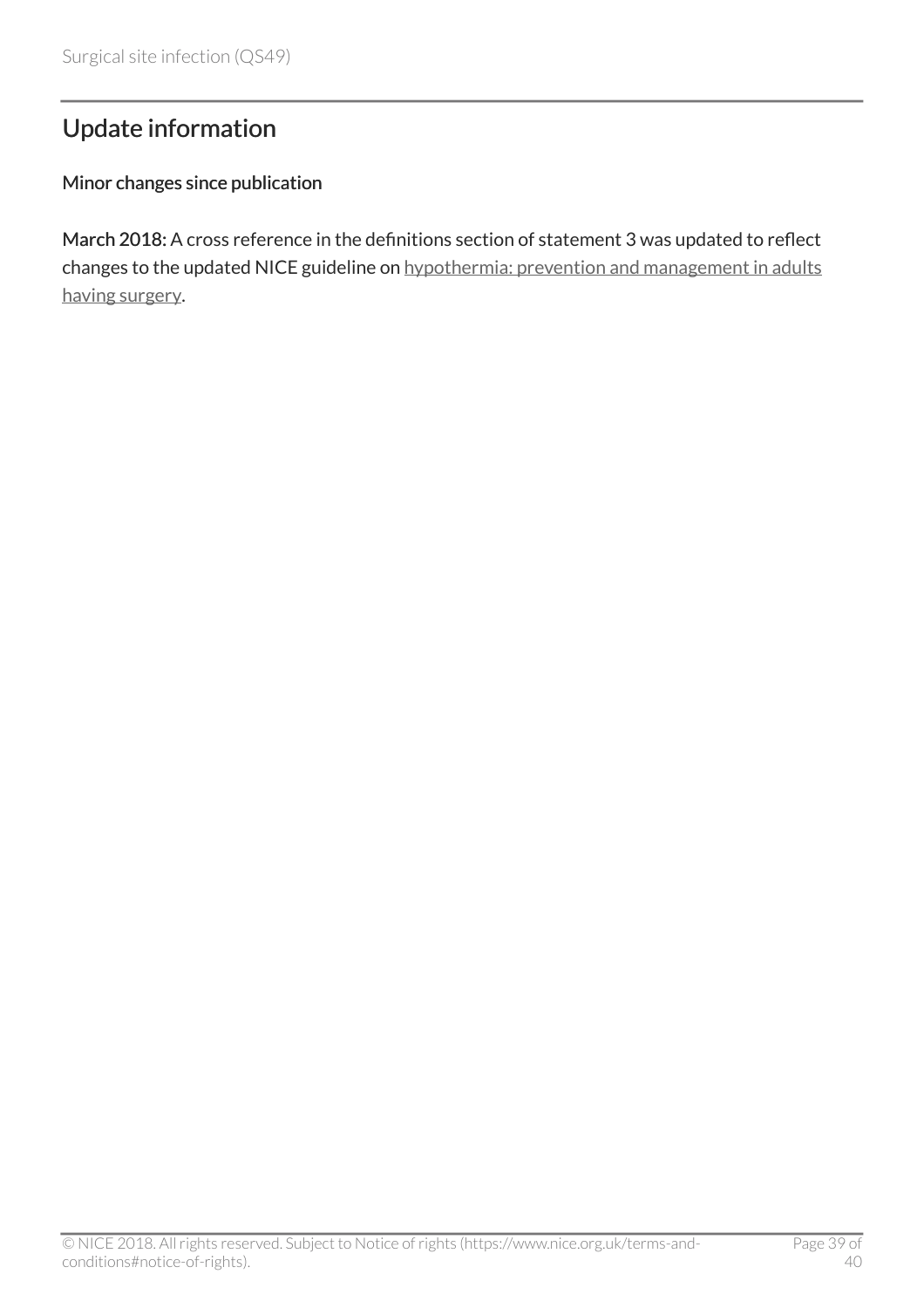## Update information

### Minor changes since publication

**March 2018:** A cross reference in the definitions section of statement 3 was updated to reflect changes to the updated NICE guideline on hypothermia: prevention and management in adults having surgery.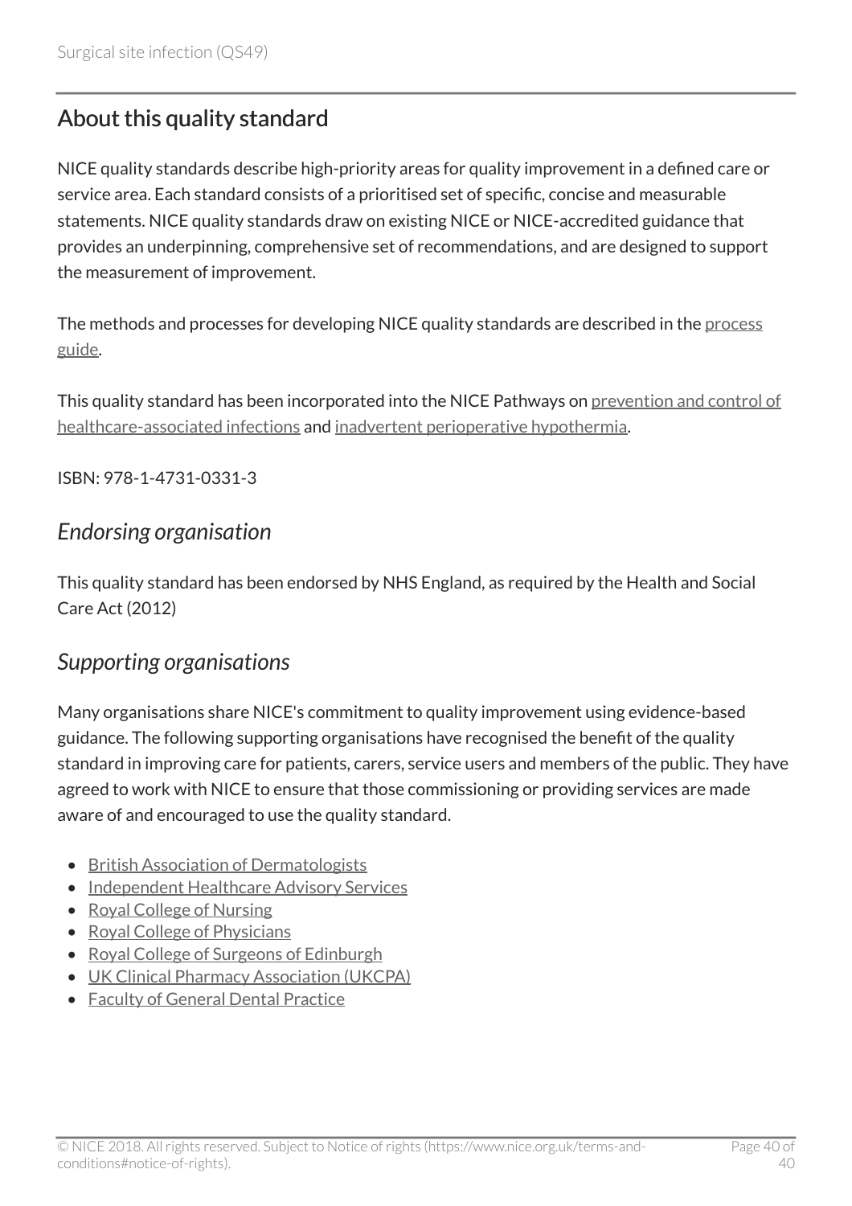## About this quality standard

NICE quality standards describe high-priority areas for quality improvement in a defined care or service area. Each standard consists of a prioritised set of specific, concise and measurable statements. NICE quality standards draw on existing NICE or NICE-accredited guidance that provides an underpinning, comprehensive set of recommendations, and are designed to support the measurement of improvement.

The methods and processes for developing NICE quality standards are described in the process guide.

This quality standard has been incorporated into the NICE Pathways on prevention and control of healthcare-associated infections and inadvertent perioperative hypothermia.

ISBN: 978-1-4731-0331-3

### *Endorsing organisation*

This quality standard has been endorsed by NHS England, as required by the Health and Social Care Act (2012)

### *Supporting organisations*

Many organisations share NICE's commitment to quality improvement using evidence-based guidance. The following supporting organisations have recognised the benefit of the quality standard in improving care for patients, carers, service users and members of the public. They have agreed to work with NICE to ensure that those commissioning or providing services are made aware of and encouraged to use the quality standard.

- British Association of Dermatologists
- Independent Healthcare Advisory Services
- Royal College of Nursing
- Royal College of Physicians
- Royal College of Surgeons of Edinburgh
- UK Clinical Pharmacy Association (UKCPA)
- Faculty of General Dental Practice